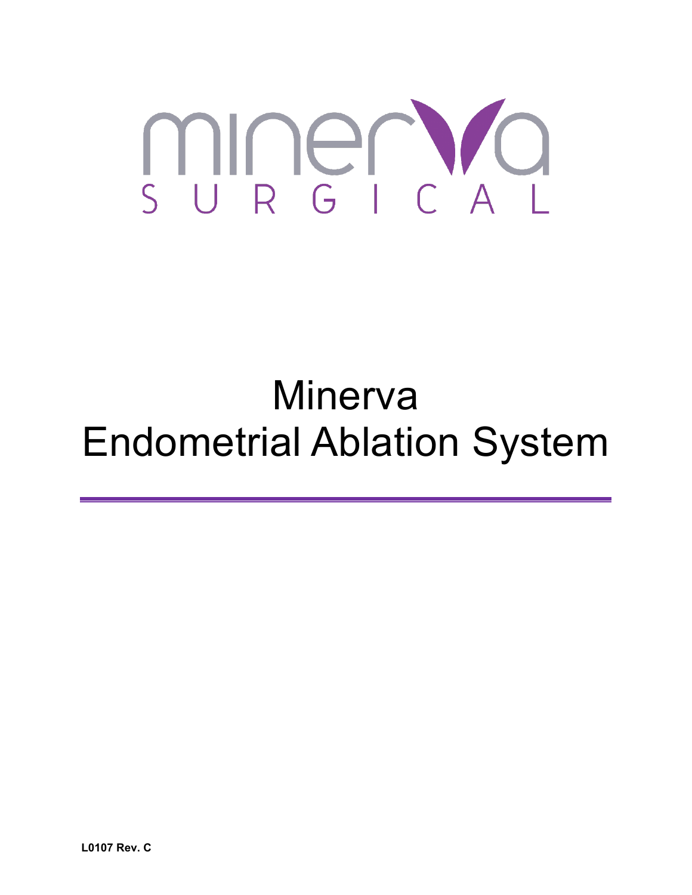minerva SURGICAL

# Minerva Endometrial Ablation System

**L0107 Rev. C**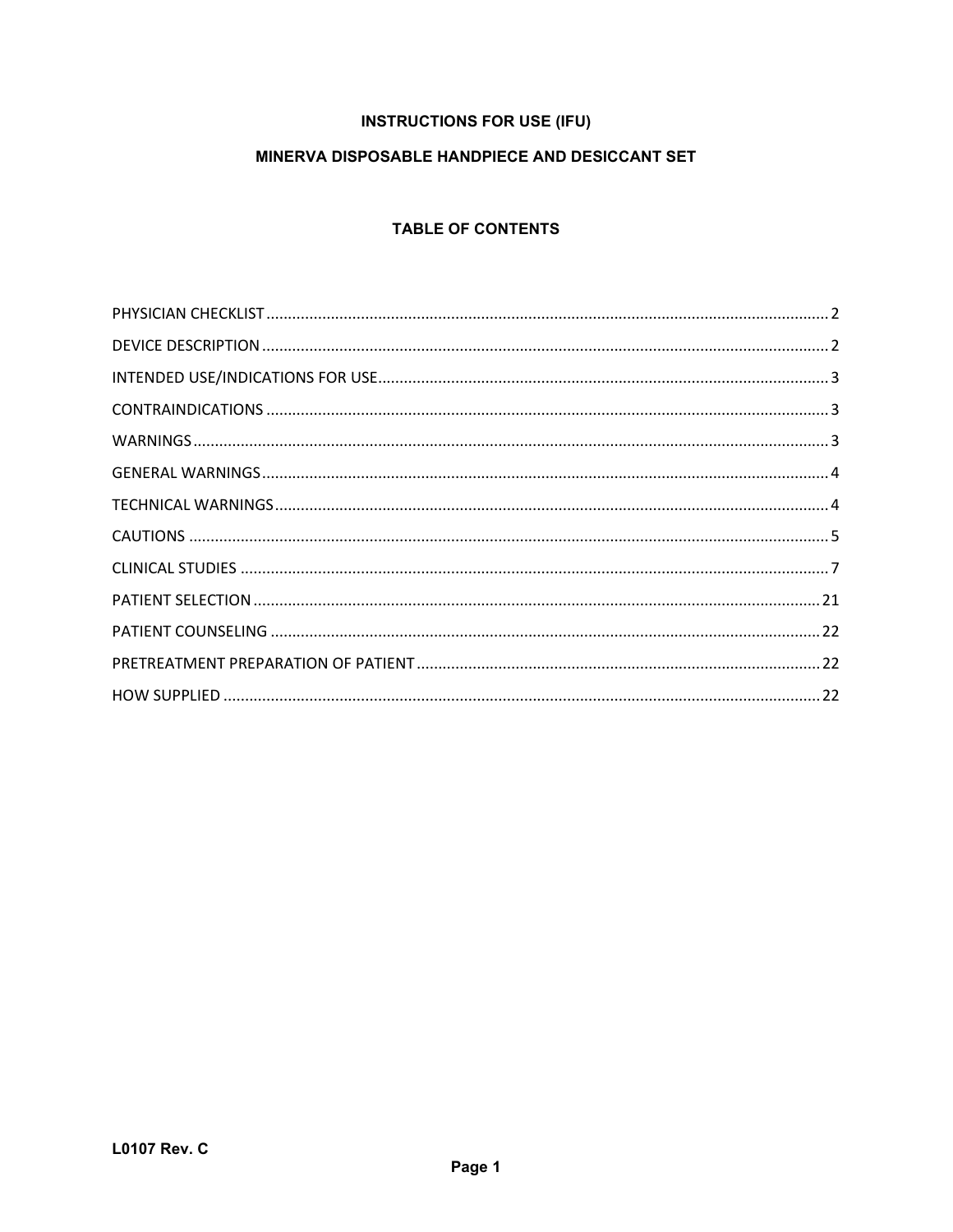# INSTRUCTIONS FOR USE (IFU)

# MINERVA DISPOSABLE HANDPIECE AND DESICCANT SET

## TABLE OF CONTENTS

PHYSICIAN CHECKLIST ........................................................................ 2

DEVICE DESCRIPTION ........................................................................ 2

INTENDED USE/INDICATIONS FOR USE ...................................................... 3

CONTRAINDICATIONS ......................................................................... 3

WARNINGS .................................................................................. 3

GENERAL WARNINGS .......................................................................... 4

TECHNICAL WARNINGS ........................................................................ 4

CAUTIONS .................................................................................. 5

CLINICAL STUDIES .......................................................................... 7

PATIENT SELECTION ........................................................................ 21

PATIENT COUNSELING ....................................................................... 22

PRETREATMENT PREPARATION OF PATIENT ...................................................... 22

HOW SUPPLIED ............................................................................. 22

L0107 Rev. C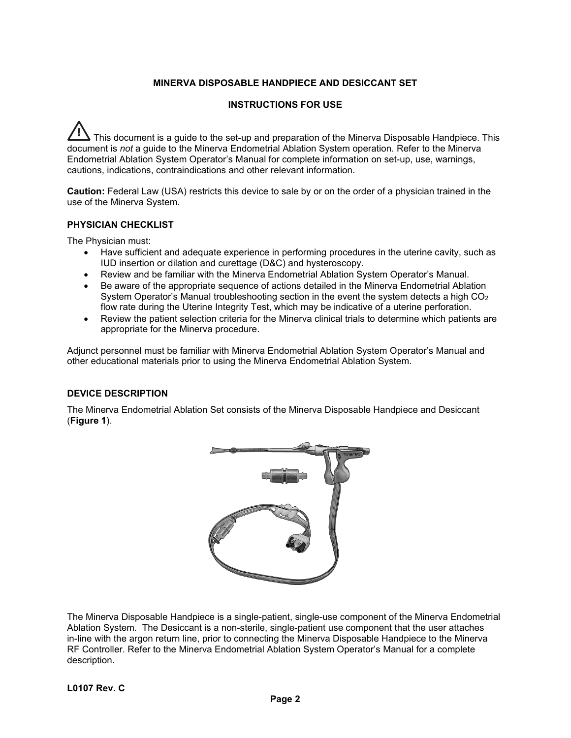**MINERVA DISPOSABLE HANDPIECE AND DESICCANT SET**

**INSTRUCTIONS FOR USE**

⚠ This document is a guide to the set-up and preparation of the Minerva Disposable Handpiece. This document is *not* a guide to the Minerva Endometrial Ablation System operation. Refer to the Minerva Endometrial Ablation System Operator's Manual for complete information on set-up, use, warnings, cautions, indications, contraindications and other relevant information.

**Caution:** Federal Law (USA) restricts this device to sale by or on the order of a physician trained in the use of the Minerva System.

## PHYSICIAN CHECKLIST

The Physician must:

- Have sufficient and adequate experience in performing procedures in the uterine cavity, such as IUD insertion or dilation and curettage (D&C) and hysteroscopy.
- Review and be familiar with the Minerva Endometrial Ablation System Operator's Manual.
- Be aware of the appropriate sequence of actions detailed in the Minerva Endometrial Ablation System Operator's Manual troubleshooting section in the event the system detects a high $CO_2$ flow rate during the Uterine Integrity Test, which may be indicative of a uterine perforation.
- Review the patient selection criteria for the Minerva clinical trials to determine which patients are appropriate for the Minerva procedure.

Adjunct personnel must be familiar with Minerva Endometrial Ablation System Operator's Manual and other educational materials prior to using the Minerva Endometrial Ablation System.

## DEVICE DESCRIPTION

The Minerva Endometrial Ablation Set consists of the Minerva Disposable Handpiece and Desiccant (**Figure 1**).

The Minerva Disposable Handpiece is a single-patient, single-use component of the Minerva Endometrial Ablation System. The Desiccant is a non-sterile, single-patient use component that the user attaches in-line with the argon return line, prior to connecting the Minerva Disposable Handpiece to the Minerva RF Controller. Refer to the Minerva Endometrial Ablation System Operator's Manual for a complete description.

L0107 Rev. C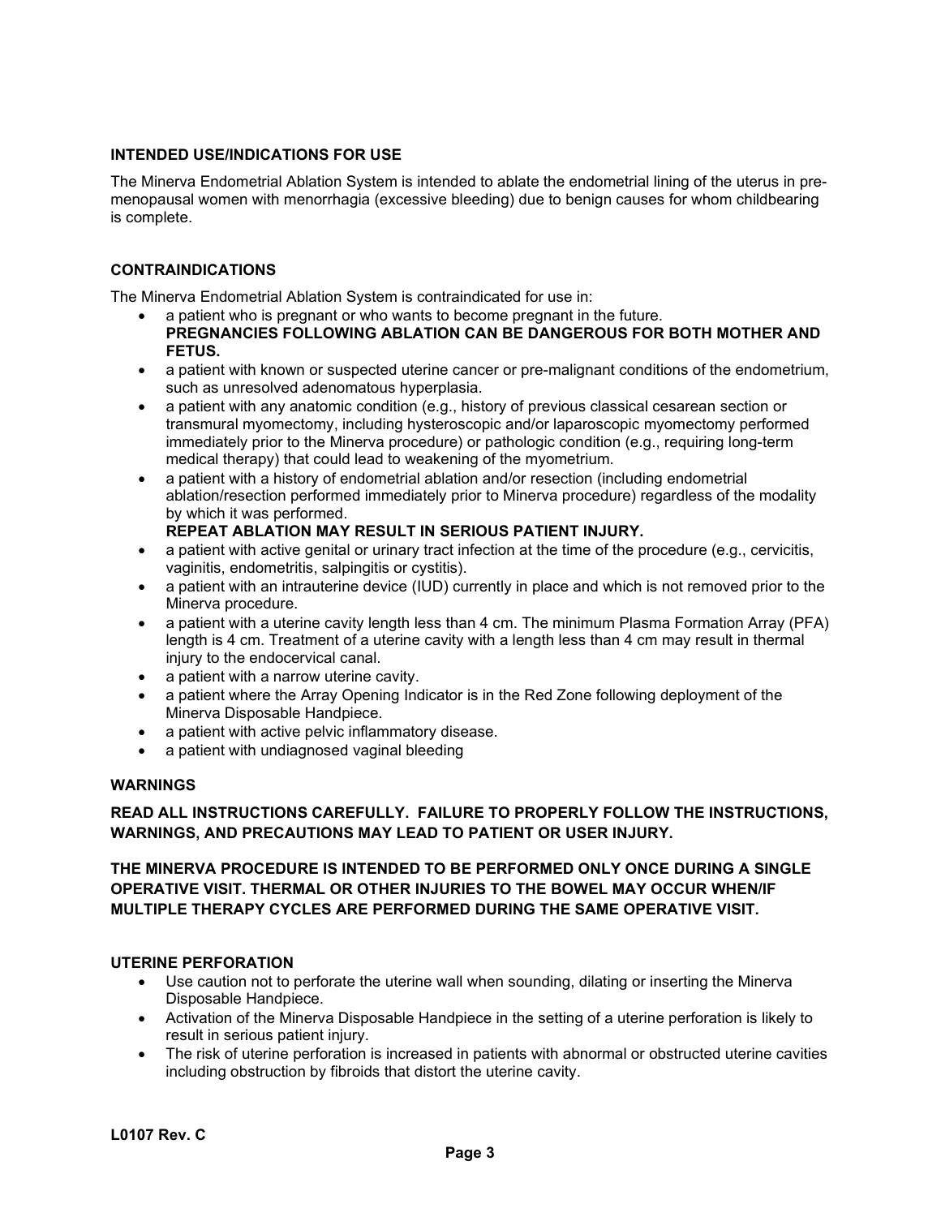## INTENDED USE/INDICATIONS FOR USE

The Minerva Endometrial Ablation System is intended to ablate the endometrial lining of the uterus in pre-menopausal women with menorrhagia (excessive bleeding) due to benign causes for whom childbearing is complete.

## CONTRAINDICATIONS

The Minerva Endometrial Ablation System is contraindicated for use in:

- a patient who is pregnant or who wants to become pregnant in the future.
  **PREGNANCIES FOLLOWING ABLATION CAN BE DANGEROUS FOR BOTH MOTHER AND FETUS.**
- a patient with known or suspected uterine cancer or pre-malignant conditions of the endometrium, such as unresolved adenomatous hyperplasia.
- a patient with any anatomic condition (e.g., history of previous classical cesarean section or transmural myomectomy, including hysteroscopic and/or laparoscopic myomectomy performed immediately prior to the Minerva procedure) or pathologic condition (e.g., requiring long-term medical therapy) that could lead to weakening of the myometrium.
- a patient with a history of endometrial ablation and/or resection (including endometrial ablation/resection performed immediately prior to Minerva procedure) regardless of the modality by which it was performed.
  **REPEAT ABLATION MAY RESULT IN SERIOUS PATIENT INJURY.**
- a patient with active genital or urinary tract infection at the time of the procedure (e.g., cervicitis, vaginitis, endometritis, salpingitis or cystitis).
- a patient with an intrauterine device (IUD) currently in place and which is not removed prior to the Minerva procedure.
- a patient with a uterine cavity length less than 4 cm. The minimum Plasma Formation Array (PFA) length is 4 cm. Treatment of a uterine cavity with a length less than 4 cm may result in thermal injury to the endocervical canal.
- a patient with a narrow uterine cavity.
- a patient where the Array Opening Indicator is in the Red Zone following deployment of the Minerva Disposable Handpiece.
- a patient with active pelvic inflammatory disease.
- a patient with undiagnosed vaginal bleeding

## WARNINGS

**READ ALL INSTRUCTIONS CAREFULLY. FAILURE TO PROPERLY FOLLOW THE INSTRUCTIONS, WARNINGS, AND PRECAUTIONS MAY LEAD TO PATIENT OR USER INJURY.**

**THE MINERVA PROCEDURE IS INTENDED TO BE PERFORMED ONLY ONCE DURING A SINGLE OPERATIVE VISIT. THERMAL OR OTHER INJURIES TO THE BOWEL MAY OCCUR WHEN/IF MULTIPLE THERAPY CYCLES ARE PERFORMED DURING THE SAME OPERATIVE VISIT.**

### UTERINE PERFORATION

- Use caution not to perforate the uterine wall when sounding, dilating or inserting the Minerva Disposable Handpiece.
- Activation of the Minerva Disposable Handpiece in the setting of a uterine perforation is likely to result in serious patient injury.
- The risk of uterine perforation is increased in patients with abnormal or obstructed uterine cavities including obstruction by fibroids that distort the uterine cavity.

L0107 Rev. C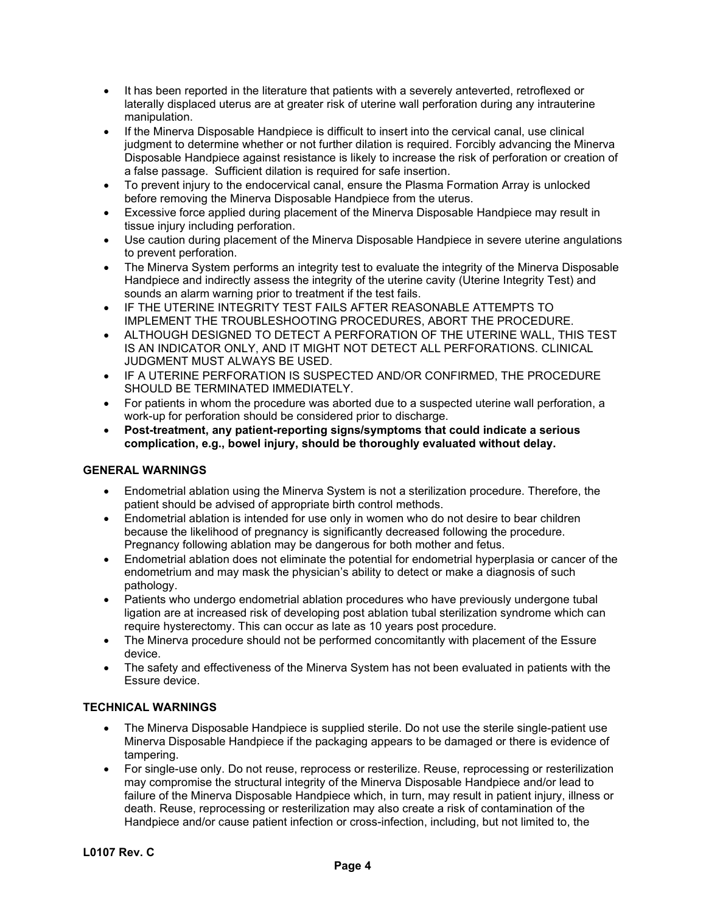- It has been reported in the literature that patients with a severely anteverted, retroflexed or laterally displaced uterus are at greater risk of uterine wall perforation during any intrauterine manipulation.
- If the Minerva Disposable Handpiece is difficult to insert into the cervical canal, use clinical judgment to determine whether or not further dilation is required. Forcibly advancing the Minerva Disposable Handpiece against resistance is likely to increase the risk of perforation or creation of a false passage. Sufficient dilation is required for safe insertion.
- To prevent injury to the endocervical canal, ensure the Plasma Formation Array is unlocked before removing the Minerva Disposable Handpiece from the uterus.
- Excessive force applied during placement of the Minerva Disposable Handpiece may result in tissue injury including perforation.
- Use caution during placement of the Minerva Disposable Handpiece in severe uterine angulations to prevent perforation.
- The Minerva System performs an integrity test to evaluate the integrity of the Minerva Disposable Handpiece and indirectly assess the integrity of the uterine cavity (Uterine Integrity Test) and sounds an alarm warning prior to treatment if the test fails.
- IF THE UTERINE INTEGRITY TEST FAILS AFTER REASONABLE ATTEMPTS TO IMPLEMENT THE TROUBLESHOOTING PROCEDURES, ABORT THE PROCEDURE.
- ALTHOUGH DESIGNED TO DETECT A PERFORATION OF THE UTERINE WALL, THIS TEST IS AN INDICATOR ONLY, AND IT MIGHT NOT DETECT ALL PERFORATIONS. CLINICAL JUDGMENT MUST ALWAYS BE USED.
- IF A UTERINE PERFORATION IS SUSPECTED AND/OR CONFIRMED, THE PROCEDURE SHOULD BE TERMINATED IMMEDIATELY.
- For patients in whom the procedure was aborted due to a suspected uterine wall perforation, a work-up for perforation should be considered prior to discharge.
- **Post-treatment, any patient-reporting signs/symptoms that could indicate a serious complication, e.g., bowel injury, should be thoroughly evaluated without delay.**

## GENERAL WARNINGS

- Endometrial ablation using the Minerva System is not a sterilization procedure. Therefore, the patient should be advised of appropriate birth control methods.
- Endometrial ablation is intended for use only in women who do not desire to bear children because the likelihood of pregnancy is significantly decreased following the procedure. Pregnancy following ablation may be dangerous for both mother and fetus.
- Endometrial ablation does not eliminate the potential for endometrial hyperplasia or cancer of the endometrium and may mask the physician's ability to detect or make a diagnosis of such pathology.
- Patients who undergo endometrial ablation procedures who have previously undergone tubal ligation are at increased risk of developing post ablation tubal sterilization syndrome which can require hysterectomy. This can occur as late as 10 years post procedure.
- The Minerva procedure should not be performed concomitantly with placement of the Essure device.
- The safety and effectiveness of the Minerva System has not been evaluated in patients with the Essure device.

## TECHNICAL WARNINGS

- The Minerva Disposable Handpiece is supplied sterile. Do not use the sterile single-patient use Minerva Disposable Handpiece if the packaging appears to be damaged or there is evidence of tampering.
- For single-use only. Do not reuse, reprocess or resterilize. Reuse, reprocessing or resterilization may compromise the structural integrity of the Minerva Disposable Handpiece and/or lead to failure of the Minerva Disposable Handpiece which, in turn, may result in patient injury, illness or death. Reuse, reprocessing or resterilization may also create a risk of contamination of the Handpiece and/or cause patient infection or cross-infection, including, but not limited to, the

L0107 Rev. C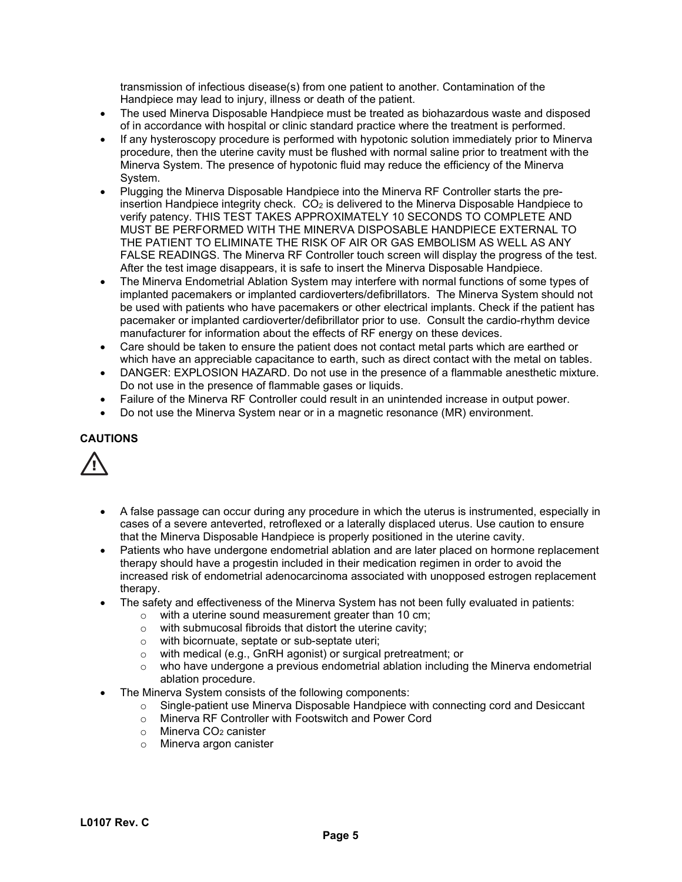transmission of infectious disease(s) from one patient to another. Contamination of the Handpiece may lead to injury, illness or death of the patient.

- The used Minerva Disposable Handpiece must be treated as biohazardous waste and disposed of in accordance with hospital or clinic standard practice where the treatment is performed.
- If any hysteroscopy procedure is performed with hypotonic solution immediately prior to Minerva procedure, then the uterine cavity must be flushed with normal saline prior to treatment with the Minerva System. The presence of hypotonic fluid may reduce the efficiency of the Minerva System.
- Plugging the Minerva Disposable Handpiece into the Minerva RF Controller starts the pre-insertion Handpiece integrity check. $CO_2$ is delivered to the Minerva Disposable Handpiece to verify patency. THIS TEST TAKES APPROXIMATELY 10 SECONDS TO COMPLETE AND MUST BE PERFORMED WITH THE MINERVA DISPOSABLE HANDPIECE EXTERNAL TO THE PATIENT TO ELIMINATE THE RISK OF AIR OR GAS EMBOLISM AS WELL AS ANY FALSE READINGS. The Minerva RF Controller touch screen will display the progress of the test. After the test image disappears, it is safe to insert the Minerva Disposable Handpiece.
- The Minerva Endometrial Ablation System may interfere with normal functions of some types of implanted pacemakers or implanted cardioverters/defibrillators. The Minerva System should not be used with patients who have pacemakers or other electrical implants. Check if the patient has pacemaker or implanted cardioverter/defibrillator prior to use. Consult the cardio-rhythm device manufacturer for information about the effects of RF energy on these devices.
- Care should be taken to ensure the patient does not contact metal parts which are earthed or which have an appreciable capacitance to earth, such as direct contact with the metal on tables.
- DANGER: EXPLOSION HAZARD. Do not use in the presence of a flammable anesthetic mixture. Do not use in the presence of flammable gases or liquids.
- Failure of the Minerva RF Controller could result in an unintended increase in output power.
- Do not use the Minerva System near or in a magnetic resonance (MR) environment.

**CAUTIONS**

⚠

- A false passage can occur during any procedure in which the uterus is instrumented, especially in cases of a severe anteverted, retroflexed or a laterally displaced uterus. Use caution to ensure that the Minerva Disposable Handpiece is properly positioned in the uterine cavity.
- Patients who have undergone endometrial ablation and are later placed on hormone replacement therapy should have a progestin included in their medication regimen in order to avoid the increased risk of endometrial adenocarcinoma associated with unopposed estrogen replacement therapy.
- The safety and effectiveness of the Minerva System has not been fully evaluated in patients:
  - with a uterine sound measurement greater than 10 cm;
  - with submucosal fibroids that distort the uterine cavity;
  - with bicornuate, septate or sub-septate uteri;
  - with medical (e.g., GnRH agonist) or surgical pretreatment; or
  - who have undergone a previous endometrial ablation including the Minerva endometrial ablation procedure.
- The Minerva System consists of the following components:
  - Single-patient use Minerva Disposable Handpiece with connecting cord and Desiccant
  - Minerva RF Controller with Footswitch and Power Cord
  - Minerva $CO_2$ canister
  - Minerva argon canister

L0107 Rev. C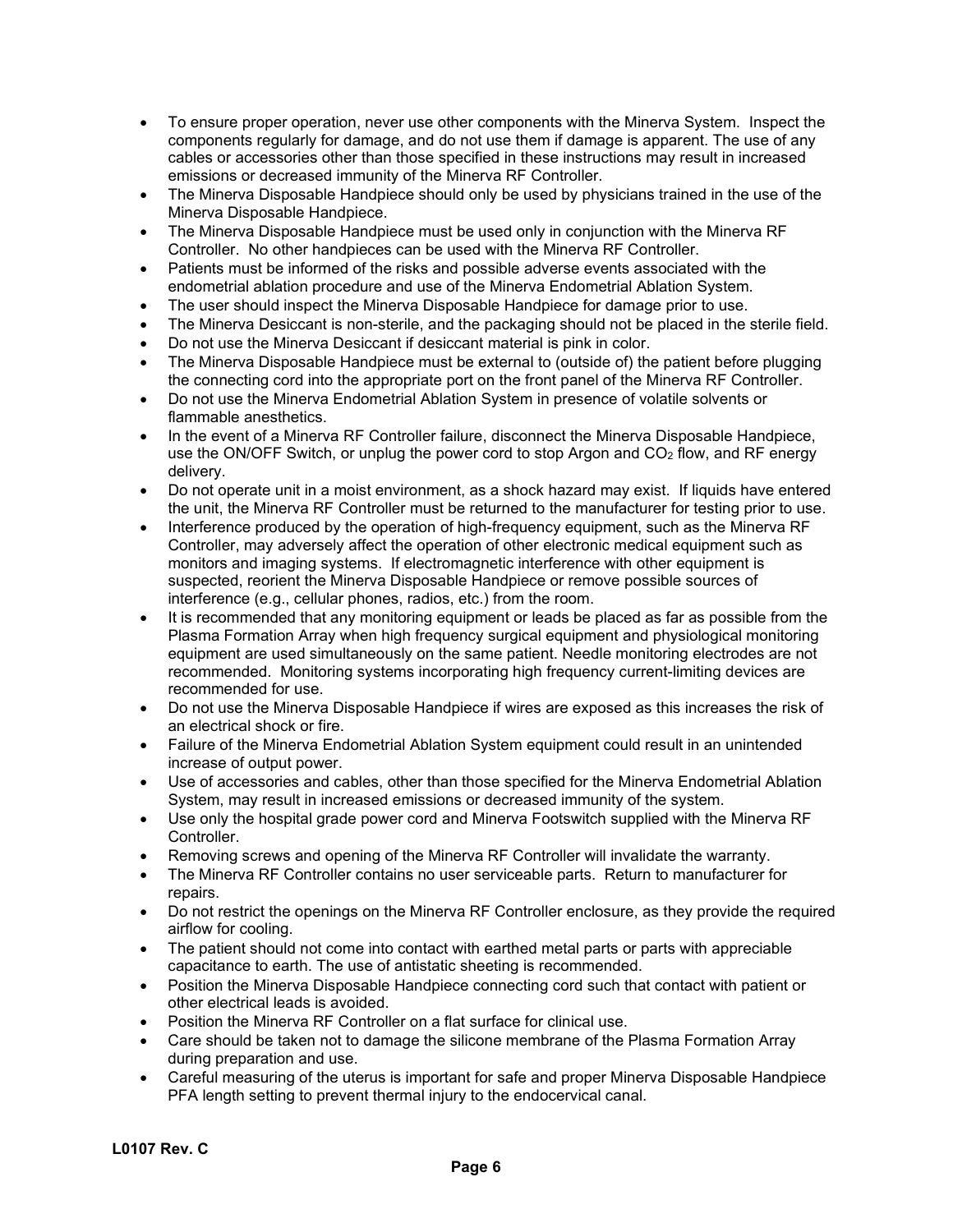- To ensure proper operation, never use other components with the Minerva System. Inspect the components regularly for damage, and do not use them if damage is apparent. The use of any cables or accessories other than those specified in these instructions may result in increased emissions or decreased immunity of the Minerva RF Controller.
- The Minerva Disposable Handpiece should only be used by physicians trained in the use of the Minerva Disposable Handpiece.
- The Minerva Disposable Handpiece must be used only in conjunction with the Minerva RF Controller. No other handpieces can be used with the Minerva RF Controller.
- Patients must be informed of the risks and possible adverse events associated with the endometrial ablation procedure and use of the Minerva Endometrial Ablation System.
- The user should inspect the Minerva Disposable Handpiece for damage prior to use.
- The Minerva Desiccant is non-sterile, and the packaging should not be placed in the sterile field.
- Do not use the Minerva Desiccant if desiccant material is pink in color.
- The Minerva Disposable Handpiece must be external to (outside of) the patient before plugging the connecting cord into the appropriate port on the front panel of the Minerva RF Controller.
- Do not use the Minerva Endometrial Ablation System in presence of volatile solvents or flammable anesthetics.
- In the event of a Minerva RF Controller failure, disconnect the Minerva Disposable Handpiece, use the ON/OFF Switch, or unplug the power cord to stop Argon and $CO_2$ flow, and RF energy delivery.
- Do not operate unit in a moist environment, as a shock hazard may exist. If liquids have entered the unit, the Minerva RF Controller must be returned to the manufacturer for testing prior to use.
- Interference produced by the operation of high-frequency equipment, such as the Minerva RF Controller, may adversely affect the operation of other electronic medical equipment such as monitors and imaging systems. If electromagnetic interference with other equipment is suspected, reorient the Minerva Disposable Handpiece or remove possible sources of interference (e.g., cellular phones, radios, etc.) from the room.
- It is recommended that any monitoring equipment or leads be placed as far as possible from the Plasma Formation Array when high frequency surgical equipment and physiological monitoring equipment are used simultaneously on the same patient. Needle monitoring electrodes are not recommended. Monitoring systems incorporating high frequency current-limiting devices are recommended for use.
- Do not use the Minerva Disposable Handpiece if wires are exposed as this increases the risk of an electrical shock or fire.
- Failure of the Minerva Endometrial Ablation System equipment could result in an unintended increase of output power.
- Use of accessories and cables, other than those specified for the Minerva Endometrial Ablation System, may result in increased emissions or decreased immunity of the system.
- Use only the hospital grade power cord and Minerva Footswitch supplied with the Minerva RF Controller.
- Removing screws and opening of the Minerva RF Controller will invalidate the warranty.
- The Minerva RF Controller contains no user serviceable parts. Return to manufacturer for repairs.
- Do not restrict the openings on the Minerva RF Controller enclosure, as they provide the required airflow for cooling.
- The patient should not come into contact with earthed metal parts or parts with appreciable capacitance to earth. The use of antistatic sheeting is recommended.
- Position the Minerva Disposable Handpiece connecting cord such that contact with patient or other electrical leads is avoided.
- Position the Minerva RF Controller on a flat surface for clinical use.
- Care should be taken not to damage the silicone membrane of the Plasma Formation Array during preparation and use.
- Careful measuring of the uterus is important for safe and proper Minerva Disposable Handpiece PFA length setting to prevent thermal injury to the endocervical canal.

L0107 Rev. C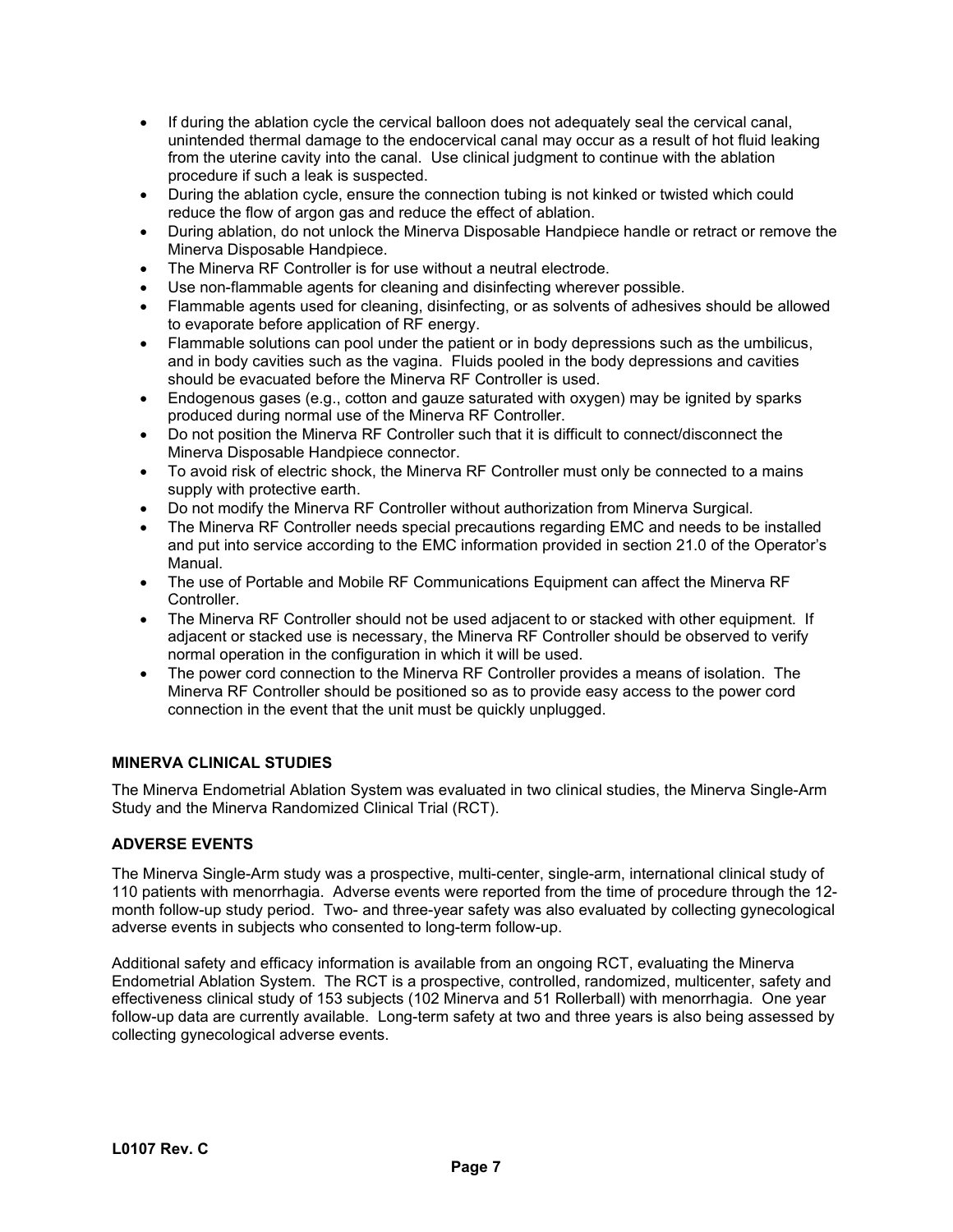- If during the ablation cycle the cervical balloon does not adequately seal the cervical canal, unintended thermal damage to the endocervical canal may occur as a result of hot fluid leaking from the uterine cavity into the canal. Use clinical judgment to continue with the ablation procedure if such a leak is suspected.
- During the ablation cycle, ensure the connection tubing is not kinked or twisted which could reduce the flow of argon gas and reduce the effect of ablation.
- During ablation, do not unlock the Minerva Disposable Handpiece handle or retract or remove the Minerva Disposable Handpiece.
- The Minerva RF Controller is for use without a neutral electrode.
- Use non-flammable agents for cleaning and disinfecting wherever possible.
- Flammable agents used for cleaning, disinfecting, or as solvents of adhesives should be allowed to evaporate before application of RF energy.
- Flammable solutions can pool under the patient or in body depressions such as the umbilicus, and in body cavities such as the vagina. Fluids pooled in the body depressions and cavities should be evacuated before the Minerva RF Controller is used.
- Endogenous gases (e.g., cotton and gauze saturated with oxygen) may be ignited by sparks produced during normal use of the Minerva RF Controller.
- Do not position the Minerva RF Controller such that it is difficult to connect/disconnect the Minerva Disposable Handpiece connector.
- To avoid risk of electric shock, the Minerva RF Controller must only be connected to a mains supply with protective earth.
- Do not modify the Minerva RF Controller without authorization from Minerva Surgical.
- The Minerva RF Controller needs special precautions regarding EMC and needs to be installed and put into service according to the EMC information provided in section 21.0 of the Operator's Manual.
- The use of Portable and Mobile RF Communications Equipment can affect the Minerva RF Controller.
- The Minerva RF Controller should not be used adjacent to or stacked with other equipment. If adjacent or stacked use is necessary, the Minerva RF Controller should be observed to verify normal operation in the configuration in which it will be used.
- The power cord connection to the Minerva RF Controller provides a means of isolation. The Minerva RF Controller should be positioned so as to provide easy access to the power cord connection in the event that the unit must be quickly unplugged.

**MINERVA CLINICAL STUDIES**

The Minerva Endometrial Ablation System was evaluated in two clinical studies, the Minerva Single-Arm Study and the Minerva Randomized Clinical Trial (RCT).

**ADVERSE EVENTS**

The Minerva Single-Arm study was a prospective, multi-center, single-arm, international clinical study of 110 patients with menorrhagia. Adverse events were reported from the time of procedure through the 12-month follow-up study period. Two- and three-year safety was also evaluated by collecting gynecological adverse events in subjects who consented to long-term follow-up.

Additional safety and efficacy information is available from an ongoing RCT, evaluating the Minerva Endometrial Ablation System. The RCT is a prospective, controlled, randomized, multicenter, safety and effectiveness clinical study of 153 subjects (102 Minerva and 51 Rollerball) with menorrhagia. One year follow-up data are currently available. Long-term safety at two and three years is also being assessed by collecting gynecological adverse events.

L0107 Rev. C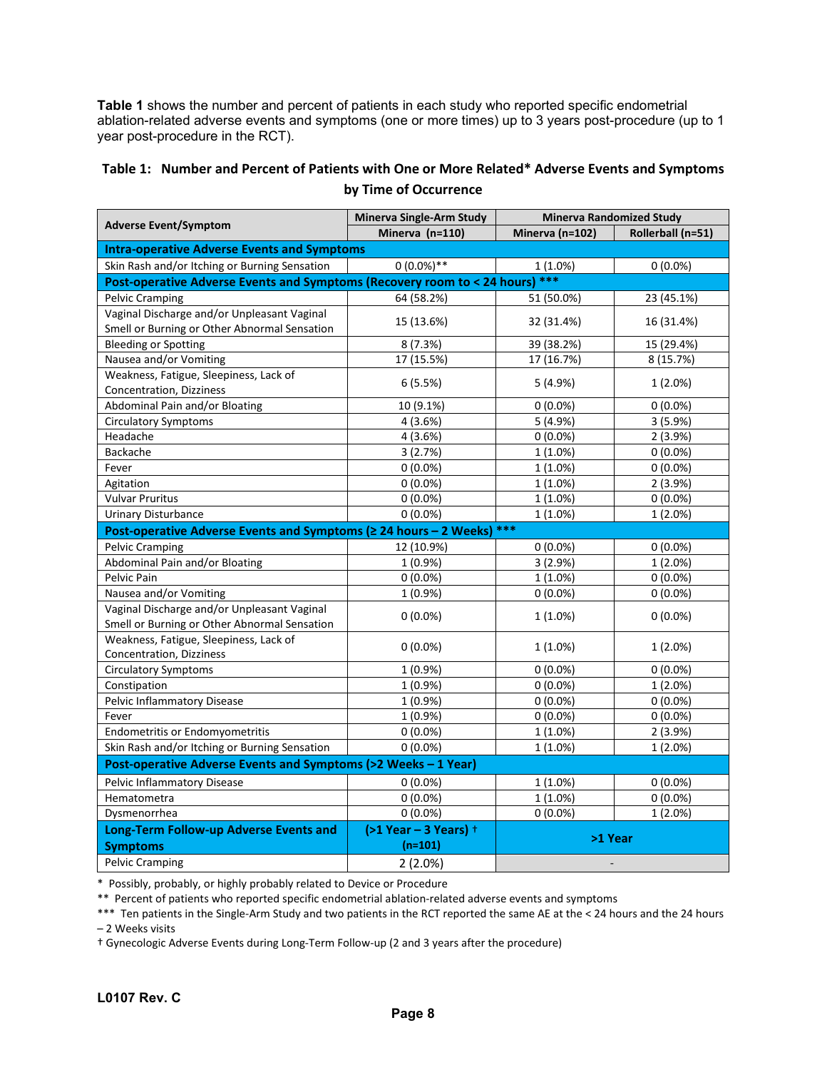**Table 1** shows the number and percent of patients in each study who reported specific endometrial ablation-related adverse events and symptoms (one or more times) up to 3 years post-procedure (up to 1 year post-procedure in the RCT).

**Table 1: Number and Percent of Patients with One or More Related* Adverse Events and Symptoms by Time of Occurrence**

| Adverse Event/Symptom | Minerva Single-Arm Study | Minerva Randomized Study | |
|---|---|---|---|
| | Minerva (n=110) | Minerva (n=102) | Rollerball (n=51) |
| **Intra-operative Adverse Events and Symptoms** | | | |
| Skin Rash and/or Itching or Burning Sensation | 0 (0.0%)** | 1 (1.0%) | 0 (0.0%) |
| **Post-operative Adverse Events and Symptoms (Recovery room to < 24 hours) *** ** | | | |
| Pelvic Cramping | 64 (58.2%) | 51 (50.0%) | 23 (45.1%) |
| Vaginal Discharge and/or Unpleasant Vaginal Smell or Burning or Other Abnormal Sensation | 15 (13.6%) | 32 (31.4%) | 16 (31.4%) |
| Bleeding or Spotting | 8 (7.3%) | 39 (38.2%) | 15 (29.4%) |
| Nausea and/or Vomiting | 17 (15.5%) | 17 (16.7%) | 8 (15.7%) |
| Weakness, Fatigue, Sleepiness, Lack of Concentration, Dizziness | 6 (5.5%) | 5 (4.9%) | 1 (2.0%) |
| Abdominal Pain and/or Bloating | 10 (9.1%) | 0 (0.0%) | 0 (0.0%) |
| Circulatory Symptoms | 4 (3.6%) | 5 (4.9%) | 3 (5.9%) |
| Headache | 4 (3.6%) | 0 (0.0%) | 2 (3.9%) |
| Backache | 3 (2.7%) | 1 (1.0%) | 0 (0.0%) |
| Fever | 0 (0.0%) | 1 (1.0%) | 0 (0.0%) |
| Agitation | 0 (0.0%) | 1 (1.0%) | 2 (3.9%) |
| Vulvar Pruritus | 0 (0.0%) | 1 (1.0%) | 0 (0.0%) |
| Urinary Disturbance | 0 (0.0%) | 1 (1.0%) | 1 (2.0%) |
| **Post-operative Adverse Events and Symptoms (≥ 24 hours – 2 Weeks) *** ** | | | |
| Pelvic Cramping | 12 (10.9%) | 0 (0.0%) | 0 (0.0%) |
| Abdominal Pain and/or Bloating | 1 (0.9%) | 3 (2.9%) | 1 (2.0%) |
| Pelvic Pain | 0 (0.0%) | 1 (1.0%) | 0 (0.0%) |
| Nausea and/or Vomiting | 1 (0.9%) | 0 (0.0%) | 0 (0.0%) |
| Vaginal Discharge and/or Unpleasant Vaginal Smell or Burning or Other Abnormal Sensation | 0 (0.0%) | 1 (1.0%) | 0 (0.0%) |
| Weakness, Fatigue, Sleepiness, Lack of Concentration, Dizziness | 0 (0.0%) | 1 (1.0%) | 1 (2.0%) |
| Circulatory Symptoms | 1 (0.9%) | 0 (0.0%) | 0 (0.0%) |
| Constipation | 1 (0.9%) | 0 (0.0%) | 1 (2.0%) |
| Pelvic Inflammatory Disease | 1 (0.9%) | 0 (0.0%) | 0 (0.0%) |
| Fever | 1 (0.9%) | 0 (0.0%) | 0 (0.0%) |
| Endometritis or Endomyometritis | 0 (0.0%) | 1 (1.0%) | 2 (3.9%) |
| Skin Rash and/or Itching or Burning Sensation | 0 (0.0%) | 1 (1.0%) | 1 (2.0%) |
| **Post-operative Adverse Events and Symptoms (>2 Weeks – 1 Year)** | | | |
| Pelvic Inflammatory Disease | 0 (0.0%) | 1 (1.0%) | 0 (0.0%) |
| Hematometra | 0 (0.0%) | 1 (1.0%) | 0 (0.0%) |
| Dysmenorrhea | 0 (0.0%) | 0 (0.0%) | 1 (2.0%) |
| **Long-Term Follow-up Adverse Events and Symptoms** | **(>1 Year – 3 Years) † (n=101)** | **>1 Year** | |
| Pelvic Cramping | 2 (2.0%) | - | |

\* Possibly, probably, or highly probably related to Device or Procedure

\*\* Percent of patients who reported specific endometrial ablation-related adverse events and symptoms

\*\*\* Ten patients in the Single-Arm Study and two patients in the RCT reported the same AE at the < 24 hours and the 24 hours – 2 Weeks visits

† Gynecologic Adverse Events during Long-Term Follow-up (2 and 3 years after the procedure)

L0107 Rev. C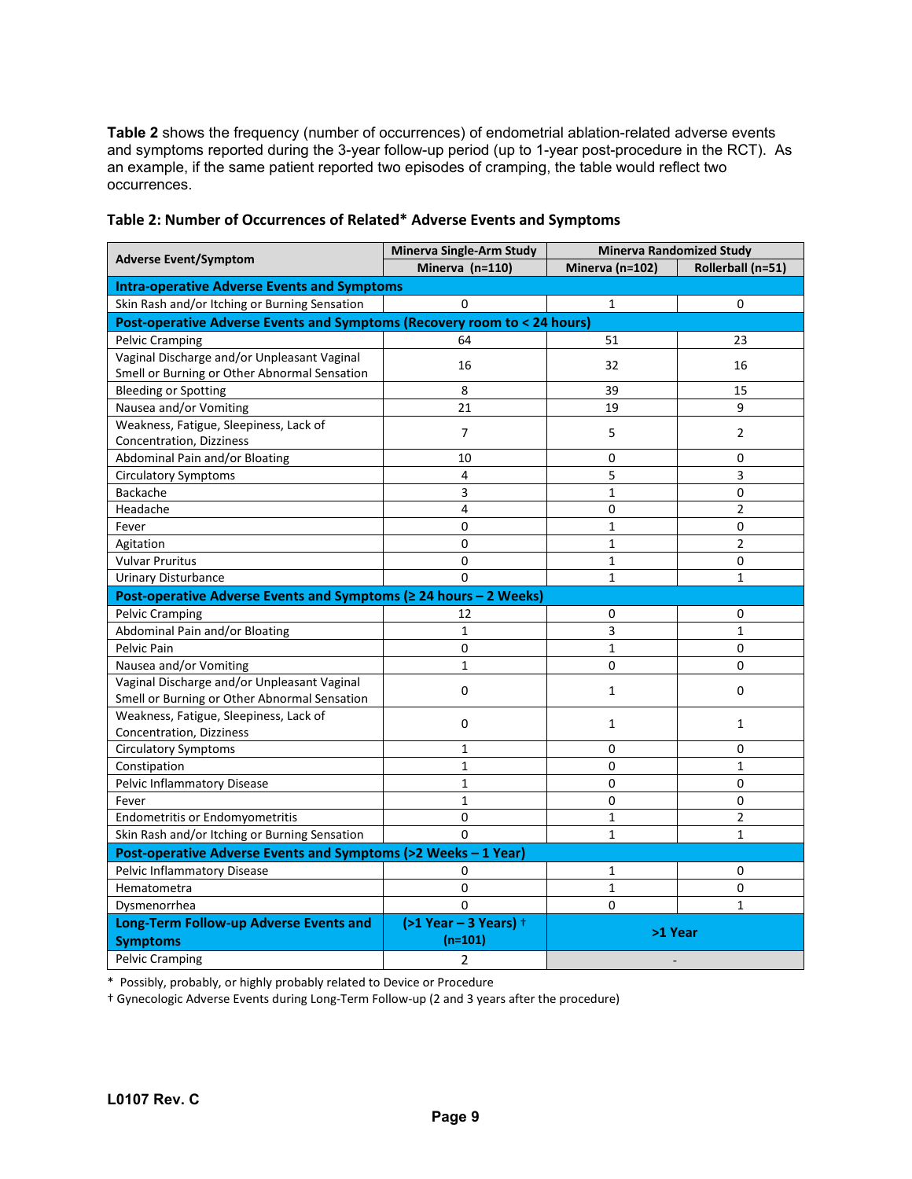**Table 2** shows the frequency (number of occurrences) of endometrial ablation-related adverse events and symptoms reported during the 3-year follow-up period (up to 1-year post-procedure in the RCT). As an example, if the same patient reported two episodes of cramping, the table would reflect two occurrences.

**Table 2: Number of Occurrences of Related* Adverse Events and Symptoms**

| Adverse Event/Symptom | Minerva Single-Arm Study | Minerva Randomized Study | |
|---|---|---|---|
| | Minerva (n=110) | Minerva (n=102) | Rollerball (n=51) |
| **Intra-operative Adverse Events and Symptoms** | | | |
| Skin Rash and/or Itching or Burning Sensation | 0 | 1 | 0 |
| **Post-operative Adverse Events and Symptoms (Recovery room to < 24 hours)** | | | |
| Pelvic Cramping | 64 | 51 | 23 |
| Vaginal Discharge and/or Unpleasant Vaginal Smell or Burning or Other Abnormal Sensation | 16 | 32 | 16 |
| Bleeding or Spotting | 8 | 39 | 15 |
| Nausea and/or Vomiting | 21 | 19 | 9 |
| Weakness, Fatigue, Sleepiness, Lack of Concentration, Dizziness | 7 | 5 | 2 |
| Abdominal Pain and/or Bloating | 10 | 0 | 0 |
| Circulatory Symptoms | 4 | 5 | 3 |
| Backache | 3 | 1 | 0 |
| Headache | 4 | 0 | 2 |
| Fever | 0 | 1 | 0 |
| Agitation | 0 | 1 | 2 |
| Vulvar Pruritus | 0 | 1 | 0 |
| Urinary Disturbance | 0 | 1 | 1 |
| **Post-operative Adverse Events and Symptoms (≥ 24 hours – 2 Weeks)** | | | |
| Pelvic Cramping | 12 | 0 | 0 |
| Abdominal Pain and/or Bloating | 1 | 3 | 1 |
| Pelvic Pain | 0 | 1 | 0 |
| Nausea and/or Vomiting | 1 | 0 | 0 |
| Vaginal Discharge and/or Unpleasant Vaginal Smell or Burning or Other Abnormal Sensation | 0 | 1 | 0 |
| Weakness, Fatigue, Sleepiness, Lack of Concentration, Dizziness | 0 | 1 | 1 |
| Circulatory Symptoms | 1 | 0 | 0 |
| Constipation | 1 | 0 | 1 |
| Pelvic Inflammatory Disease | 1 | 0 | 0 |
| Fever | 1 | 0 | 0 |
| Endometritis or Endomyometritis | 0 | 1 | 2 |
| Skin Rash and/or Itching or Burning Sensation | 0 | 1 | 1 |
| **Post-operative Adverse Events and Symptoms (>2 Weeks – 1 Year)** | | | |
| Pelvic Inflammatory Disease | 0 | 1 | 0 |
| Hematometra | 0 | 1 | 0 |
| Dysmenorrhea | 0 | 0 | 1 |
| **Long-Term Follow-up Adverse Events and Symptoms** | **(>1 Year – 3 Years) † (n=101)** | **>1 Year** | |
| Pelvic Cramping | 2 | - | |

\* Possibly, probably, or highly probably related to Device or Procedure

† Gynecologic Adverse Events during Long-Term Follow-up (2 and 3 years after the procedure)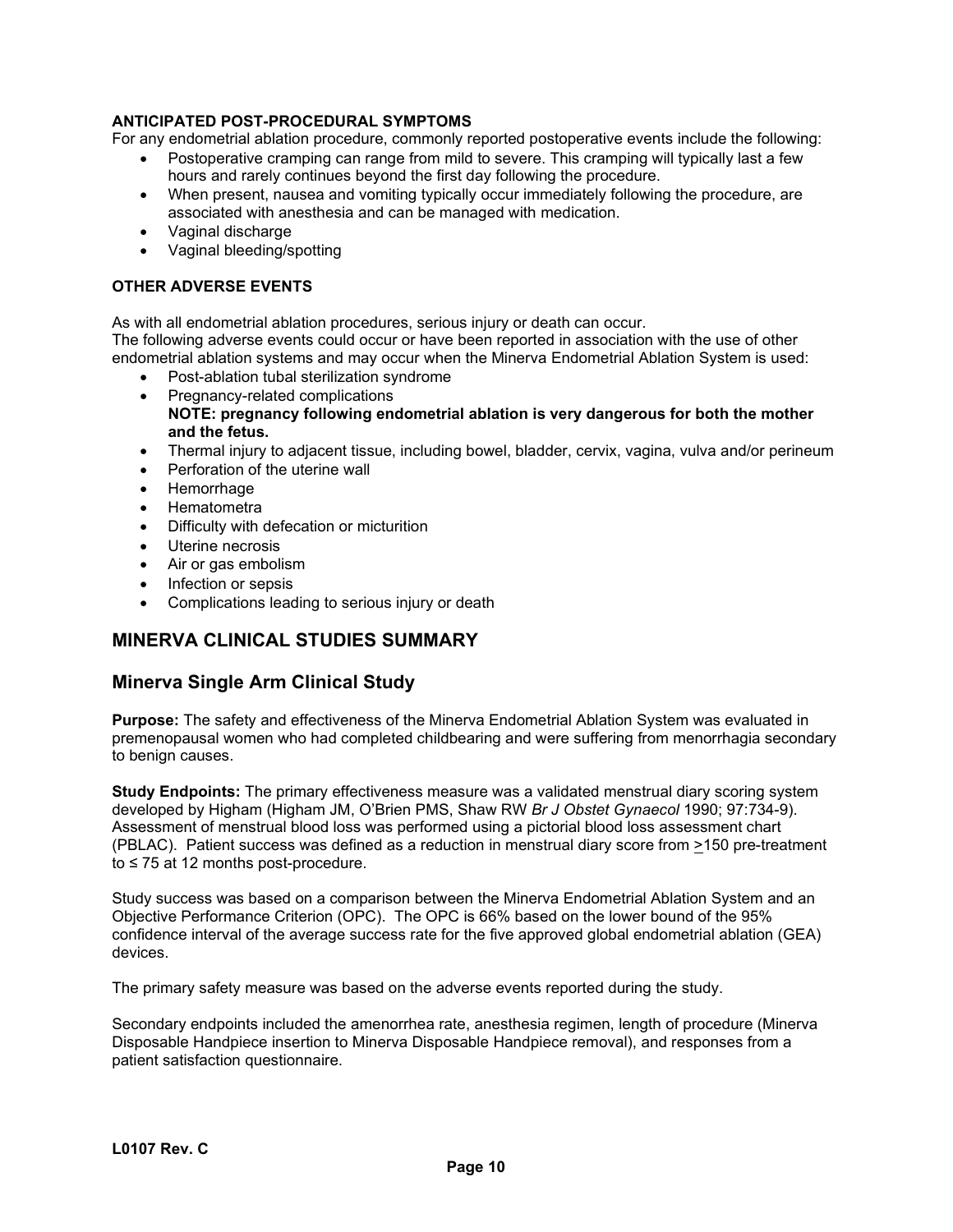**ANTICIPATED POST-PROCEDURAL SYMPTOMS**

For any endometrial ablation procedure, commonly reported postoperative events include the following:

- Postoperative cramping can range from mild to severe. This cramping will typically last a few hours and rarely continues beyond the first day following the procedure.
- When present, nausea and vomiting typically occur immediately following the procedure, are associated with anesthesia and can be managed with medication.
- Vaginal discharge
- Vaginal bleeding/spotting

**OTHER ADVERSE EVENTS**

As with all endometrial ablation procedures, serious injury or death can occur.
The following adverse events could occur or have been reported in association with the use of other endometrial ablation systems and may occur when the Minerva Endometrial Ablation System is used:

- Post-ablation tubal sterilization syndrome
- Pregnancy-related complications
  **NOTE: pregnancy following endometrial ablation is very dangerous for both the mother and the fetus.**
- Thermal injury to adjacent tissue, including bowel, bladder, cervix, vagina, vulva and/or perineum
- Perforation of the uterine wall
- Hemorrhage
- Hematometra
- Difficulty with defecation or micturition
- Uterine necrosis
- Air or gas embolism
- Infection or sepsis
- Complications leading to serious injury or death

## MINERVA CLINICAL STUDIES SUMMARY

### Minerva Single Arm Clinical Study

**Purpose:** The safety and effectiveness of the Minerva Endometrial Ablation System was evaluated in premenopausal women who had completed childbearing and were suffering from menorrhagia secondary to benign causes.

**Study Endpoints:** The primary effectiveness measure was a validated menstrual diary scoring system developed by Higham (Higham JM, O'Brien PMS, Shaw RW *Br J Obstet Gynaecol* 1990; 97:734-9). Assessment of menstrual blood loss was performed using a pictorial blood loss assessment chart (PBLAC). Patient success was defined as a reduction in menstrual diary score from ≥150 pre-treatment to ≤ 75 at 12 months post-procedure.

Study success was based on a comparison between the Minerva Endometrial Ablation System and an Objective Performance Criterion (OPC). The OPC is 66% based on the lower bound of the 95% confidence interval of the average success rate for the five approved global endometrial ablation (GEA) devices.

The primary safety measure was based on the adverse events reported during the study.

Secondary endpoints included the amenorrhea rate, anesthesia regimen, length of procedure (Minerva Disposable Handpiece insertion to Minerva Disposable Handpiece removal), and responses from a patient satisfaction questionnaire.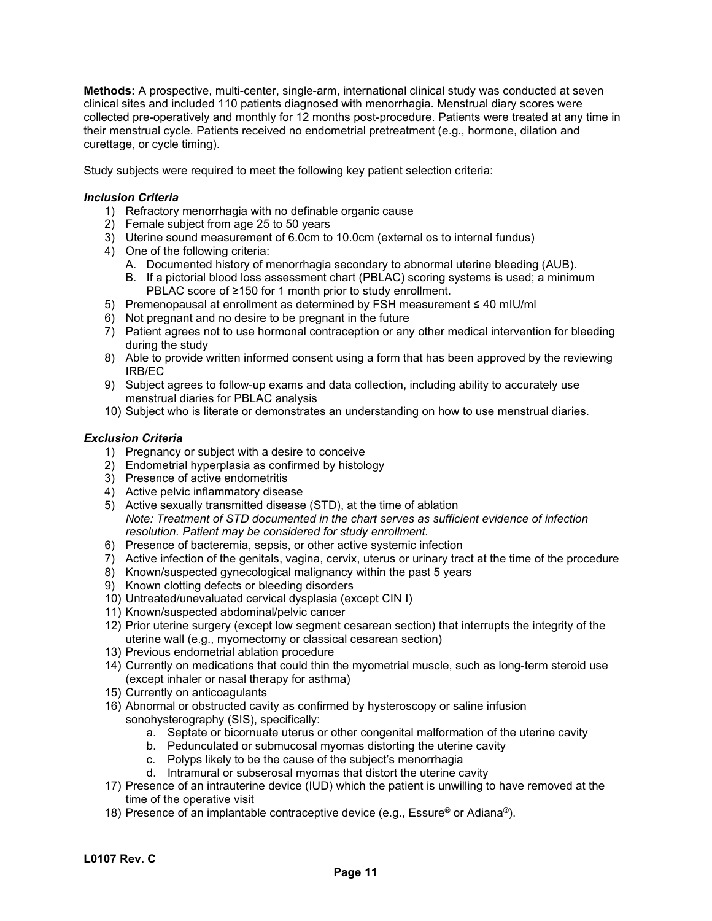**Methods:** A prospective, multi-center, single-arm, international clinical study was conducted at seven clinical sites and included 110 patients diagnosed with menorrhagia. Menstrual diary scores were collected pre-operatively and monthly for 12 months post-procedure. Patients were treated at any time in their menstrual cycle. Patients received no endometrial pretreatment (e.g., hormone, dilation and curettage, or cycle timing).

Study subjects were required to meet the following key patient selection criteria:

***Inclusion Criteria***

1) Refractory menorrhagia with no definable organic cause
2) Female subject from age 25 to 50 years
3) Uterine sound measurement of 6.0cm to 10.0cm (external os to internal fundus)
4) One of the following criteria:
   A. Documented history of menorrhagia secondary to abnormal uterine bleeding (AUB).
   B. If a pictorial blood loss assessment chart (PBLAC) scoring systems is used; a minimum PBLAC score of ≥150 for 1 month prior to study enrollment.
5) Premenopausal at enrollment as determined by FSH measurement ≤ 40 mIU/ml
6) Not pregnant and no desire to be pregnant in the future
7) Patient agrees not to use hormonal contraception or any other medical intervention for bleeding during the study
8) Able to provide written informed consent using a form that has been approved by the reviewing IRB/EC
9) Subject agrees to follow-up exams and data collection, including ability to accurately use menstrual diaries for PBLAC analysis
10) Subject who is literate or demonstrates an understanding on how to use menstrual diaries.

***Exclusion Criteria***

1) Pregnancy or subject with a desire to conceive
2) Endometrial hyperplasia as confirmed by histology
3) Presence of active endometritis
4) Active pelvic inflammatory disease
5) Active sexually transmitted disease (STD), at the time of ablation
   *Note: Treatment of STD documented in the chart serves as sufficient evidence of infection resolution. Patient may be considered for study enrollment.*
6) Presence of bacteremia, sepsis, or other active systemic infection
7) Active infection of the genitals, vagina, cervix, uterus or urinary tract at the time of the procedure
8) Known/suspected gynecological malignancy within the past 5 years
9) Known clotting defects or bleeding disorders
10) Untreated/unevaluated cervical dysplasia (except CIN I)
11) Known/suspected abdominal/pelvic cancer
12) Prior uterine surgery (except low segment cesarean section) that interrupts the integrity of the uterine wall (e.g., myomectomy or classical cesarean section)
13) Previous endometrial ablation procedure
14) Currently on medications that could thin the myometrial muscle, such as long-term steroid use (except inhaler or nasal therapy for asthma)
15) Currently on anticoagulants
16) Abnormal or obstructed cavity as confirmed by hysteroscopy or saline infusion sonohysterography (SIS), specifically:
    a. Septate or bicornuate uterus or other congenital malformation of the uterine cavity
    b. Pedunculated or submucosal myomas distorting the uterine cavity
    c. Polyps likely to be the cause of the subject's menorrhagia
    d. Intramural or subserosal myomas that distort the uterine cavity
17) Presence of an intrauterine device (IUD) which the patient is unwilling to have removed at the time of the operative visit
18) Presence of an implantable contraceptive device (e.g., Essure® or Adiana®).

**L0107 Rev. C**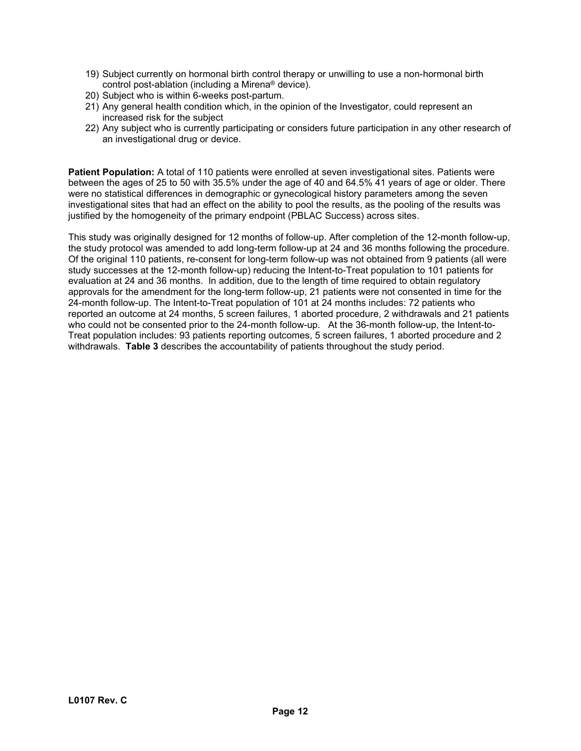19) Subject currently on hormonal birth control therapy or unwilling to use a non-hormonal birth control post-ablation (including a Mirena® device).
20) Subject who is within 6-weeks post-partum.
21) Any general health condition which, in the opinion of the Investigator, could represent an increased risk for the subject
22) Any subject who is currently participating or considers future participation in any other research of an investigational drug or device.

**Patient Population:** A total of 110 patients were enrolled at seven investigational sites. Patients were between the ages of 25 to 50 with 35.5% under the age of 40 and 64.5% 41 years of age or older. There were no statistical differences in demographic or gynecological history parameters among the seven investigational sites that had an effect on the ability to pool the results, as the pooling of the results was justified by the homogeneity of the primary endpoint (PBLAC Success) across sites.

This study was originally designed for 12 months of follow-up. After completion of the 12-month follow-up, the study protocol was amended to add long-term follow-up at 24 and 36 months following the procedure. Of the original 110 patients, re-consent for long-term follow-up was not obtained from 9 patients (all were study successes at the 12-month follow-up) reducing the Intent-to-Treat population to 101 patients for evaluation at 24 and 36 months. In addition, due to the length of time required to obtain regulatory approvals for the amendment for the long-term follow-up, 21 patients were not consented in time for the 24-month follow-up. The Intent-to-Treat population of 101 at 24 months includes: 72 patients who reported an outcome at 24 months, 5 screen failures, 1 aborted procedure, 2 withdrawals and 21 patients who could not be consented prior to the 24-month follow-up. At the 36-month follow-up, the Intent-to-Treat population includes: 93 patients reporting outcomes, 5 screen failures, 1 aborted procedure and 2 withdrawals. **Table 3** describes the accountability of patients throughout the study period.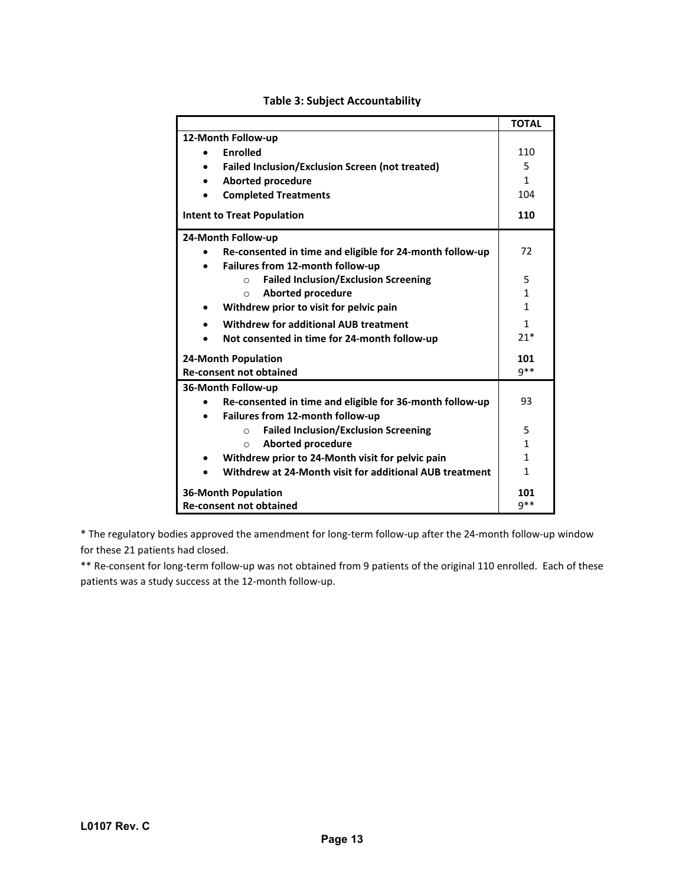**Table 3: Subject Accountability**

| | TOTAL |
|---|---|
| **12-Month Follow-up** | |
| • **Enrolled** | 110 |
| • **Failed Inclusion/Exclusion Screen (not treated)** | 5 |
| • **Aborted procedure** | 1 |
| • **Completed Treatments** | 104 |
| **Intent to Treat Population** | **110** |
| **24-Month Follow-up** | |
| • **Re-consented in time and eligible for 24-month follow-up** | 72 |
| • **Failures from 12-month follow-up** | |
| ○ **Failed Inclusion/Exclusion Screening** | 5 |
| ○ **Aborted procedure** | 1 |
| • **Withdrew prior to visit for pelvic pain** | 1 |
| • **Withdrew for additional AUB treatment** | 1 |
| • **Not consented in time for 24-month follow-up** | 21* |
| **24-Month Population** | **101** |
| **Re-consent not obtained** | 9** |
| **36-Month Follow-up** | |
| • **Re-consented in time and eligible for 36-month follow-up** | 93 |
| • **Failures from 12-month follow-up** | |
| ○ **Failed Inclusion/Exclusion Screening** | 5 |
| ○ **Aborted procedure** | 1 |
| • **Withdrew prior to 24-Month visit for pelvic pain** | 1 |
| • **Withdrew at 24-Month visit for additional AUB treatment** | 1 |
| **36-Month Population** | **101** |
| **Re-consent not obtained** | 9** |

* The regulatory bodies approved the amendment for long-term follow-up after the 24-month follow-up window for these 21 patients had closed.

** Re-consent for long-term follow-up was not obtained from 9 patients of the original 110 enrolled. Each of these patients was a study success at the 12-month follow-up.

L0107 Rev. C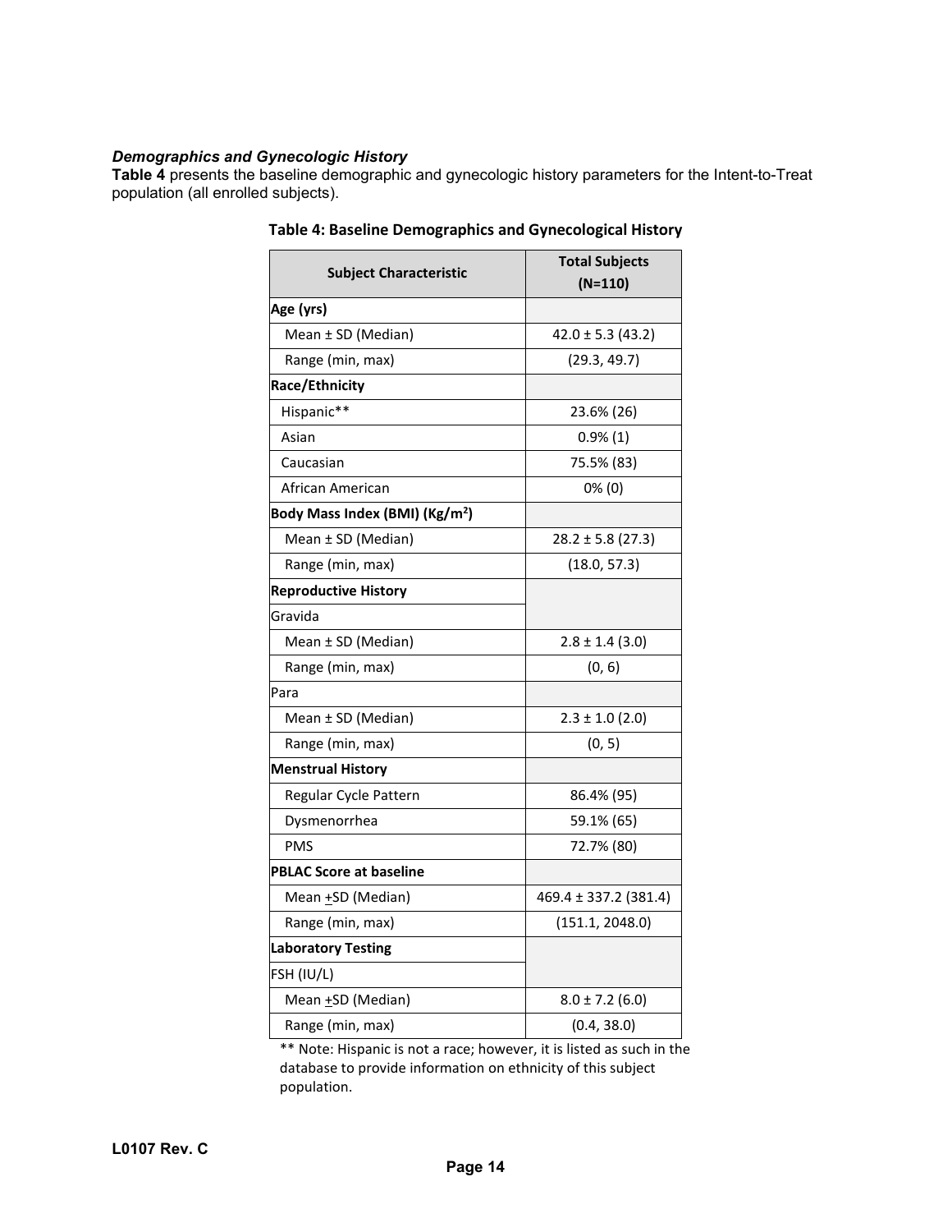### *Demographics and Gynecologic History*

**Table 4** presents the baseline demographic and gynecologic history parameters for the Intent-to-Treat population (all enrolled subjects).

**Table 4: Baseline Demographics and Gynecological History**

| Subject Characteristic | Total Subjects (N=110) |
|---|---|
| **Age (yrs)** | |
| Mean ± SD (Median) | 42.0 ± 5.3 (43.2) |
| Range (min, max) | (29.3, 49.7) |
| **Race/Ethnicity** | |
| Hispanic** | 23.6% (26) |
| Asian | 0.9% (1) |
| Caucasian | 75.5% (83) |
| African American | 0% (0) |
| **Body Mass Index (BMI) (Kg/m$^2$)** | |
| Mean ± SD (Median) | 28.2 ± 5.8 (27.3) |
| Range (min, max) | (18.0, 57.3) |
| **Reproductive History** | |
| Gravida | |
| Mean ± SD (Median) | 2.8 ± 1.4 (3.0) |
| Range (min, max) | (0, 6) |
| Para | |
| Mean ± SD (Median) | 2.3 ± 1.0 (2.0) |
| Range (min, max) | (0, 5) |
| **Menstrual History** | |
| Regular Cycle Pattern | 86.4% (95) |
| Dysmenorrhea | 59.1% (65) |
| PMS | 72.7% (80) |
| **PBLAC Score at baseline** | |
| Mean ±SD (Median) | 469.4 ± 337.2 (381.4) |
| Range (min, max) | (151.1, 2048.0) |
| **Laboratory Testing** | |
| FSH (IU/L) | |
| Mean ±SD (Median) | 8.0 ± 7.2 (6.0) |
| Range (min, max) | (0.4, 38.0) |

** Note: Hispanic is not a race; however, it is listed as such in the database to provide information on ethnicity of this subject population.

L0107 Rev. C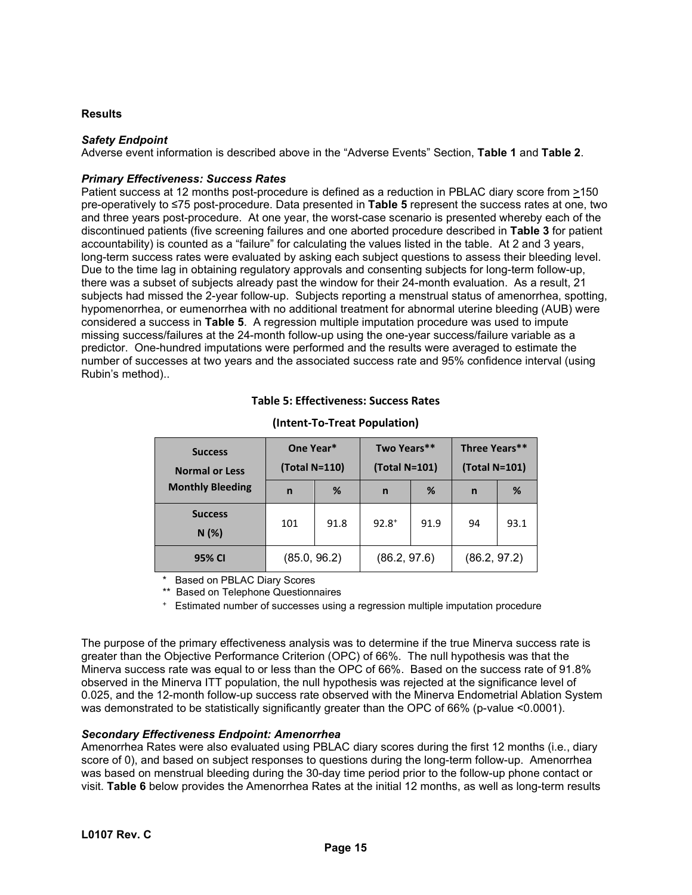### Results

#### *Safety Endpoint*

Adverse event information is described above in the "Adverse Events" Section, **Table 1** and **Table 2**.

#### *Primary Effectiveness: Success Rates*

Patient success at 12 months post-procedure is defined as a reduction in PBLAC diary score from >150 pre-operatively to ≤75 post-procedure. Data presented in **Table 5** represent the success rates at one, two and three years post-procedure. At one year, the worst-case scenario is presented whereby each of the discontinued patients (five screening failures and one aborted procedure described in **Table 3** for patient accountability) is counted as a "failure" for calculating the values listed in the table. At 2 and 3 years, long-term success rates were evaluated by asking each subject questions to assess their bleeding level. Due to the time lag in obtaining regulatory approvals and consenting subjects for long-term follow-up, there was a subset of subjects already past the window for their 24-month evaluation. As a result, 21 subjects had missed the 2-year follow-up. Subjects reporting a menstrual status of amenorrhea, spotting, hypomenorrhea, or eumenorrhea with no additional treatment for abnormal uterine bleeding (AUB) were considered a success in **Table 5**. A regression multiple imputation procedure was used to impute missing success/failures at the 24-month follow-up using the one-year success/failure variable as a predictor. One-hundred imputations were performed and the results were averaged to estimate the number of successes at two years and the associated success rate and 95% confidence interval (using Rubin's method)..

**Table 5: Effectiveness: Success Rates**

**(Intent-To-Treat Population)**

| Success Normal or Less Monthly Bleeding | One Year* (Total N=110) | | Two Years** (Total N=101) | | Three Years** (Total N=101) | |
|---|---|---|---|---|---|---|
| | n | % | n | % | n | % |
| Success N (%) | 101 | 91.8 | 92.8⁺ | 91.9 | 94 | 93.1 |
| 95% CI | (85.0, 96.2) | | (86.2, 97.6) | | (86.2, 97.2) | |

\* Based on PBLAC Diary Scores

\** Based on Telephone Questionnaires

⁺ Estimated number of successes using a regression multiple imputation procedure

The purpose of the primary effectiveness analysis was to determine if the true Minerva success rate is greater than the Objective Performance Criterion (OPC) of 66%. The null hypothesis was that the Minerva success rate was equal to or less than the OPC of 66%. Based on the success rate of 91.8% observed in the Minerva ITT population, the null hypothesis was rejected at the significance level of 0.025, and the 12-month follow-up success rate observed with the Minerva Endometrial Ablation System was demonstrated to be statistically significantly greater than the OPC of 66% (p-value <0.0001).

#### *Secondary Effectiveness Endpoint: Amenorrhea*

Amenorrhea Rates were also evaluated using PBLAC diary scores during the first 12 months (i.e., diary score of 0), and based on subject responses to questions during the long-term follow-up. Amenorrhea was based on menstrual bleeding during the 30-day time period prior to the follow-up phone contact or visit. **Table 6** below provides the Amenorrhea Rates at the initial 12 months, as well as long-term results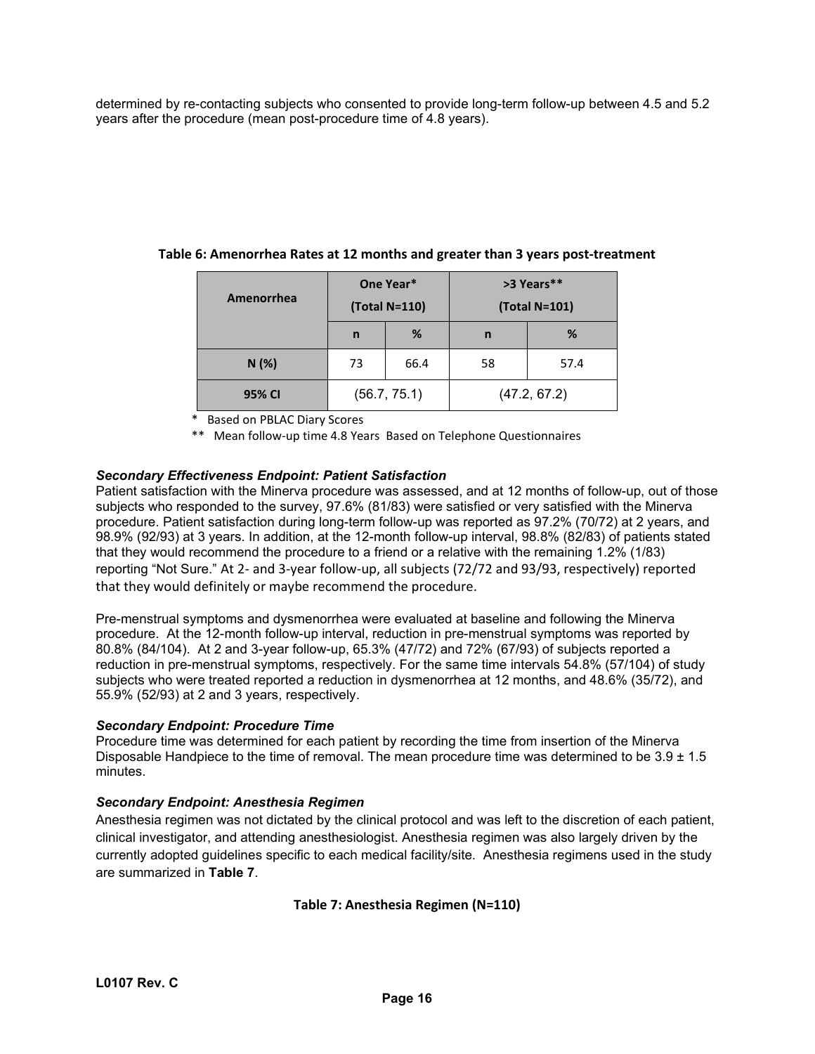determined by re-contacting subjects who consented to provide long-term follow-up between 4.5 and 5.2 years after the procedure (mean post-procedure time of 4.8 years).

**Table 6: Amenorrhea Rates at 12 months and greater than 3 years post-treatment**

| Amenorrhea | One Year* (Total N=110) | | >3 Years** (Total N=101) | |
|---|---|---|---|---|
| | n | % | n | % |
| N (%) | 73 | 66.4 | 58 | 57.4 |
| 95% CI | (56.7, 75.1) | | (47.2, 67.2) | |

\* Based on PBLAC Diary Scores

\*\* Mean follow-up time 4.8 Years Based on Telephone Questionnaires

***Secondary Effectiveness Endpoint: Patient Satisfaction***

Patient satisfaction with the Minerva procedure was assessed, and at 12 months of follow-up, out of those subjects who responded to the survey, 97.6% (81/83) were satisfied or very satisfied with the Minerva procedure. Patient satisfaction during long-term follow-up was reported as 97.2% (70/72) at 2 years, and 98.9% (92/93) at 3 years. In addition, at the 12-month follow-up interval, 98.8% (82/83) of patients stated that they would recommend the procedure to a friend or a relative with the remaining 1.2% (1/83) reporting "Not Sure." At 2- and 3-year follow-up, all subjects (72/72 and 93/93, respectively) reported that they would definitely or maybe recommend the procedure.

Pre-menstrual symptoms and dysmenorrhea were evaluated at baseline and following the Minerva procedure. At the 12-month follow-up interval, reduction in pre-menstrual symptoms was reported by 80.8% (84/104). At 2 and 3-year follow-up, 65.3% (47/72) and 72% (67/93) of subjects reported a reduction in pre-menstrual symptoms, respectively. For the same time intervals 54.8% (57/104) of study subjects who were treated reported a reduction in dysmenorrhea at 12 months, and 48.6% (35/72), and 55.9% (52/93) at 2 and 3 years, respectively.

***Secondary Endpoint: Procedure Time***

Procedure time was determined for each patient by recording the time from insertion of the Minerva Disposable Handpiece to the time of removal. The mean procedure time was determined to be 3.9 ± 1.5 minutes.

***Secondary Endpoint: Anesthesia Regimen***

Anesthesia regimen was not dictated by the clinical protocol and was left to the discretion of each patient, clinical investigator, and attending anesthesiologist. Anesthesia regimen was also largely driven by the currently adopted guidelines specific to each medical facility/site. Anesthesia regimens used in the study are summarized in **Table 7**.

**Table 7: Anesthesia Regimen (N=110)**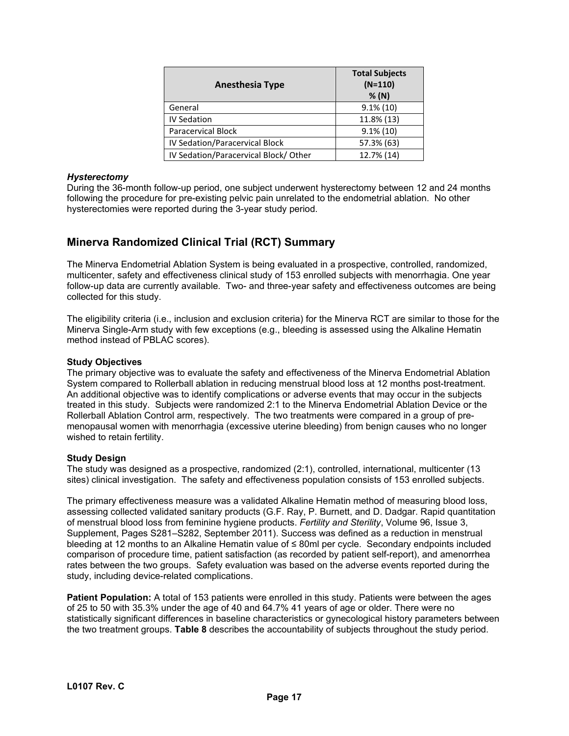| Anesthesia Type | Total Subjects (N=110) % (N) |
|---|---|
| General | 9.1% (10) |
| IV Sedation | 11.8% (13) |
| Paracervical Block | 9.1% (10) |
| IV Sedation/Paracervical Block | 57.3% (63) |
| IV Sedation/Paracervical Block/ Other | 12.7% (14) |

***Hysterectomy***

During the 36-month follow-up period, one subject underwent hysterectomy between 12 and 24 months following the procedure for pre-existing pelvic pain unrelated to the endometrial ablation. No other hysterectomies were reported during the 3-year study period.

## Minerva Randomized Clinical Trial (RCT) Summary

The Minerva Endometrial Ablation System is being evaluated in a prospective, controlled, randomized, multicenter, safety and effectiveness clinical study of 153 enrolled subjects with menorrhagia. One year follow-up data are currently available. Two- and three-year safety and effectiveness outcomes are being collected for this study.

The eligibility criteria (i.e., inclusion and exclusion criteria) for the Minerva RCT are similar to those for the Minerva Single-Arm study with few exceptions (e.g., bleeding is assessed using the Alkaline Hematin method instead of PBLAC scores).

**Study Objectives**

The primary objective was to evaluate the safety and effectiveness of the Minerva Endometrial Ablation System compared to Rollerball ablation in reducing menstrual blood loss at 12 months post-treatment. An additional objective was to identify complications or adverse events that may occur in the subjects treated in this study. Subjects were randomized 2:1 to the Minerva Endometrial Ablation Device or the Rollerball Ablation Control arm, respectively. The two treatments were compared in a group of pre-menopausal women with menorrhagia (excessive uterine bleeding) from benign causes who no longer wished to retain fertility.

**Study Design**

The study was designed as a prospective, randomized (2:1), controlled, international, multicenter (13 sites) clinical investigation. The safety and effectiveness population consists of 153 enrolled subjects.

The primary effectiveness measure was a validated Alkaline Hematin method of measuring blood loss, assessing collected validated sanitary products (G.F. Ray, P. Burnett, and D. Dadgar. Rapid quantitation of menstrual blood loss from feminine hygiene products. *Fertility and Sterility*, Volume 96, Issue 3, Supplement, Pages S281–S282, September 2011). Success was defined as a reduction in menstrual bleeding at 12 months to an Alkaline Hematin value of ≤ 80ml per cycle. Secondary endpoints included comparison of procedure time, patient satisfaction (as recorded by patient self-report), and amenorrhea rates between the two groups. Safety evaluation was based on the adverse events reported during the study, including device-related complications.

**Patient Population:** A total of 153 patients were enrolled in this study. Patients were between the ages of 25 to 50 with 35.3% under the age of 40 and 64.7% 41 years of age or older. There were no statistically significant differences in baseline characteristics or gynecological history parameters between the two treatment groups. **Table 8** describes the accountability of subjects throughout the study period.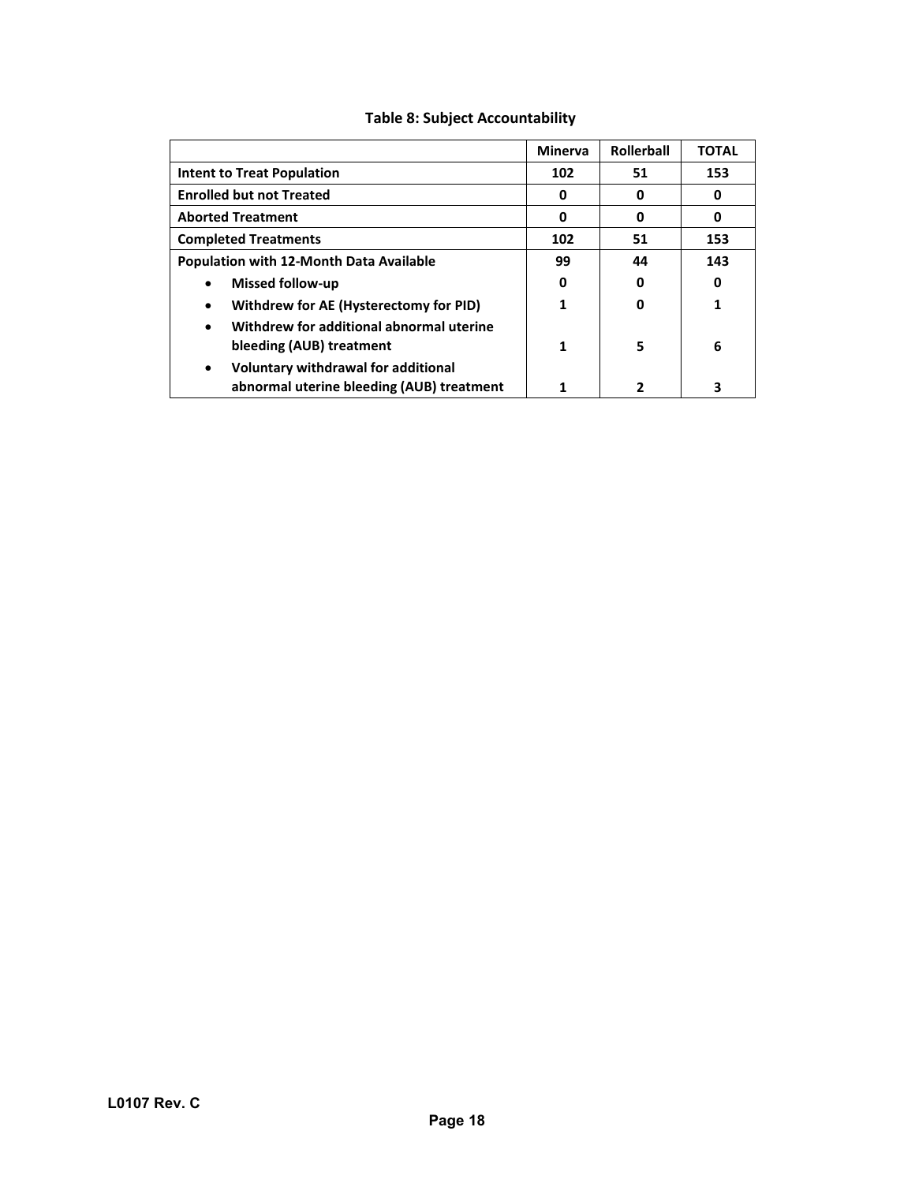**Table 8: Subject Accountability**

| | Minerva | Rollerball | TOTAL |
|---|---|---|---|
| **Intent to Treat Population** | **102** | **51** | **153** |
| **Enrolled but not Treated** | **0** | **0** | **0** |
| **Aborted Treatment** | **0** | **0** | **0** |
| **Completed Treatments** | **102** | **51** | **153** |
| **Population with 12-Month Data Available** | **99** | **44** | **143** |
| • **Missed follow-up** | **0** | **0** | **0** |
| • **Withdrew for AE (Hysterectomy for PID)** | **1** | **0** | **1** |
| • **Withdrew for additional abnormal uterine bleeding (AUB) treatment** | **1** | **5** | **6** |
| • **Voluntary withdrawal for additional abnormal uterine bleeding (AUB) treatment** | **1** | **2** | **3** |

L0107 Rev. C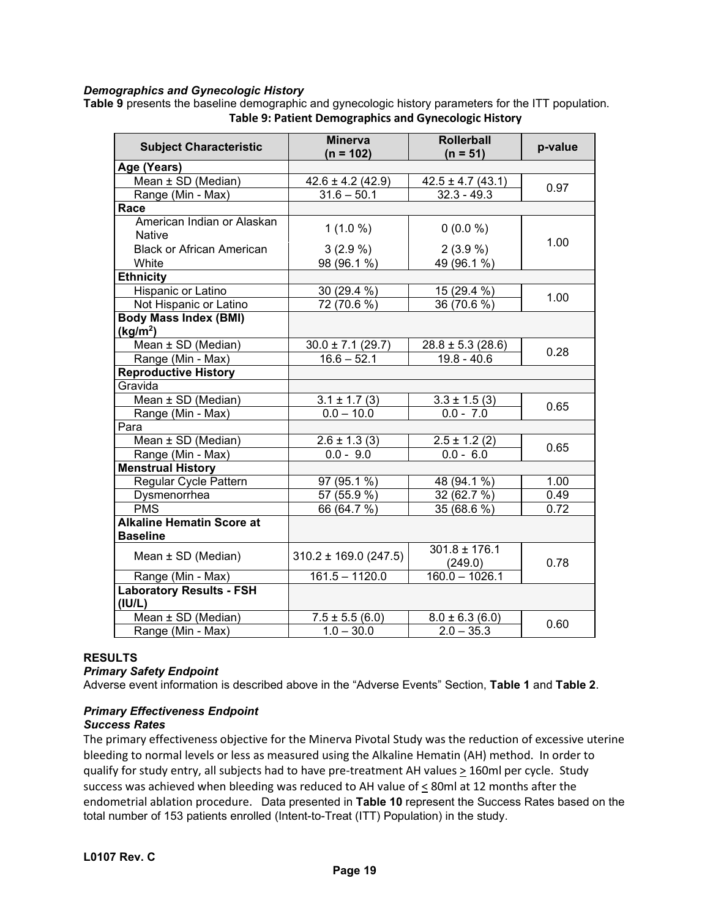### *Demographics and Gynecologic History*

**Table 9** presents the baseline demographic and gynecologic history parameters for the ITT population.

**Table 9: Patient Demographics and Gynecologic History**

| Subject Characteristic | Minerva (n = 102) | Rollerball (n = 51) | p-value |
|---|---|---|---|
| **Age (Years)** | | | |
| Mean ± SD (Median) | 42.6 ± 4.2 (42.9) | 42.5 ± 4.7 (43.1) | 0.97 |
| Range (Min - Max) | 31.6 – 50.1 | 32.3 - 49.3 | |
| **Race** | | | |
| American Indian or Alaskan Native | 1 (1.0 %) | 0 (0.0 %) | 1.00 |
| Black or African American | 3 (2.9 %) | 2 (3.9 %) | |
| White | 98 (96.1 %) | 49 (96.1 %) | |
| **Ethnicity** | | | |
| Hispanic or Latino | 30 (29.4 %) | 15 (29.4 %) | 1.00 |
| Not Hispanic or Latino | 72 (70.6 %) | 36 (70.6 %) | |
| **Body Mass Index (BMI) ($kg/m^2$)** | | | |
| Mean ± SD (Median) | 30.0 ± 7.1 (29.7) | 28.8 ± 5.3 (28.6) | 0.28 |
| Range (Min - Max) | 16.6 – 52.1 | 19.8 - 40.6 | |
| **Reproductive History** | | | |
| Gravida | | | |
| Mean ± SD (Median) | 3.1 ± 1.7 (3) | 3.3 ± 1.5 (3) | 0.65 |
| Range (Min - Max) | 0.0 – 10.0 | 0.0 - 7.0 | |
| Para | | | |
| Mean ± SD (Median) | 2.6 ± 1.3 (3) | 2.5 ± 1.2 (2) | 0.65 |
| Range (Min - Max) | 0.0 - 9.0 | 0.0 - 6.0 | |
| **Menstrual History** | | | |
| Regular Cycle Pattern | 97 (95.1 %) | 48 (94.1 %) | 1.00 |
| Dysmenorrhea | 57 (55.9 %) | 32 (62.7 %) | 0.49 |
| PMS | 66 (64.7 %) | 35 (68.6 %) | 0.72 |
| **Alkaline Hematin Score at Baseline** | | | |
| Mean ± SD (Median) | 310.2 ± 169.0 (247.5) | 301.8 ± 176.1 (249.0) | 0.78 |
| Range (Min - Max) | 161.5 – 1120.0 | 160.0 – 1026.1 | |
| **Laboratory Results - FSH (IU/L)** | | | |
| Mean ± SD (Median) | 7.5 ± 5.5 (6.0) | 8.0 ± 6.3 (6.0) | 0.60 |
| Range (Min - Max) | 1.0 – 30.0 | 2.0 – 35.3 | |

## RESULTS

### *Primary Safety Endpoint*

Adverse event information is described above in the "Adverse Events" Section, **Table 1** and **Table 2**.

### *Primary Effectiveness Endpoint*

#### *Success Rates*

The primary effectiveness objective for the Minerva Pivotal Study was the reduction of excessive uterine bleeding to normal levels or less as measured using the Alkaline Hematin (AH) method. In order to qualify for study entry, all subjects had to have pre-treatment AH values ≥ 160ml per cycle. Study success was achieved when bleeding was reduced to AH value of ≤ 80ml at 12 months after the endometrial ablation procedure. Data presented in **Table 10** represent the Success Rates based on the total number of 153 patients enrolled (Intent-to-Treat (ITT) Population) in the study.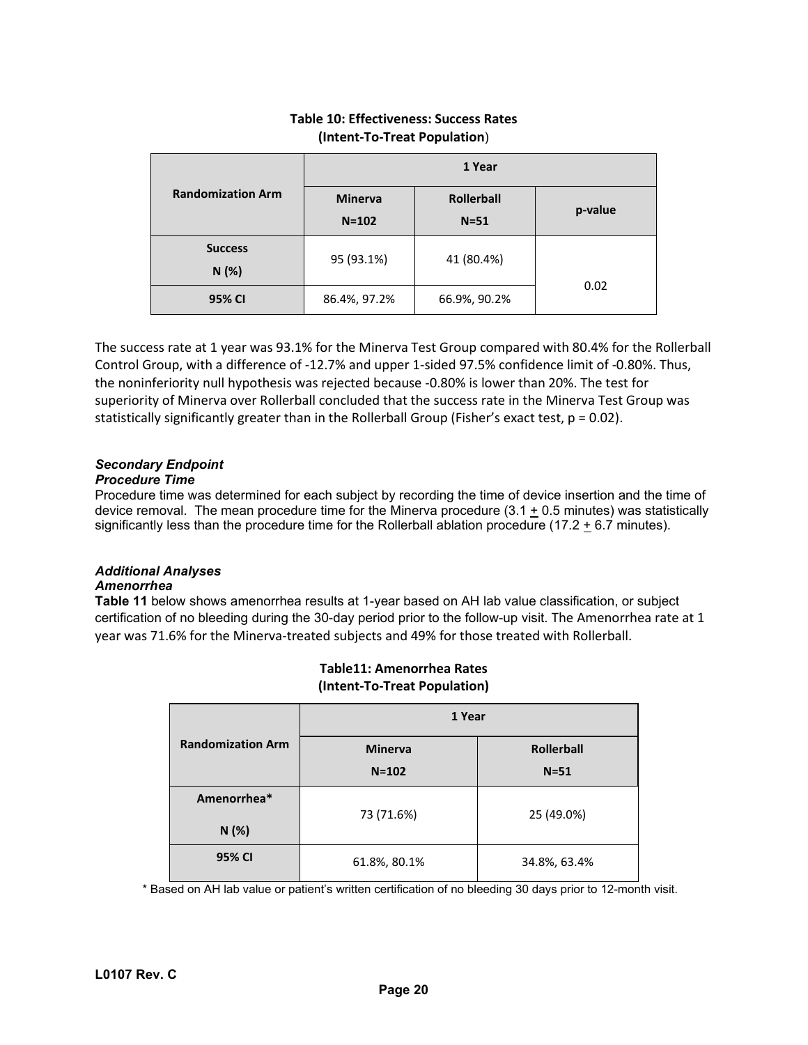**Table 10: Effectiveness: Success Rates (Intent-To-Treat Population)**

| Randomization Arm | 1 Year | | |
|---|---|---|---|
| | Minerva N=102 | Rollerball N=51 | p-value |
| Success N (%) | 95 (93.1%) | 41 (80.4%) | 0.02 |
| 95% CI | 86.4%, 97.2% | 66.9%, 90.2% | |

The success rate at 1 year was 93.1% for the Minerva Test Group compared with 80.4% for the Rollerball Control Group, with a difference of -12.7% and upper 1-sided 97.5% confidence limit of -0.80%. Thus, the noninferiority null hypothesis was rejected because -0.80% is lower than 20%. The test for superiority of Minerva over Rollerball concluded that the success rate in the Minerva Test Group was statistically significantly greater than in the Rollerball Group (Fisher's exact test, $p = 0.02$).

***Secondary Endpoint***

***Procedure Time***

Procedure time was determined for each subject by recording the time of device insertion and the time of device removal. The mean procedure time for the Minerva procedure ($3.1 \pm 0.5$ minutes) was statistically significantly less than the procedure time for the Rollerball ablation procedure ($17.2 \pm 6.7$ minutes).

***Additional Analyses***

***Amenorrhea***

**Table 11** below shows amenorrhea results at 1-year based on AH lab value classification, or subject certification of no bleeding during the 30-day period prior to the follow-up visit. The Amenorrhea rate at 1 year was 71.6% for the Minerva-treated subjects and 49% for those treated with Rollerball.

**Table11: Amenorrhea Rates (Intent-To-Treat Population)**

| Randomization Arm | 1 Year | |
|---|---|---|
| | Minerva N=102 | Rollerball N=51 |
| Amenorrhea* N (%) | 73 (71.6%) | 25 (49.0%) |
| 95% CI | 61.8%, 80.1% | 34.8%, 63.4% |

* Based on AH lab value or patient's written certification of no bleeding 30 days prior to 12-month visit.

L0107 Rev. C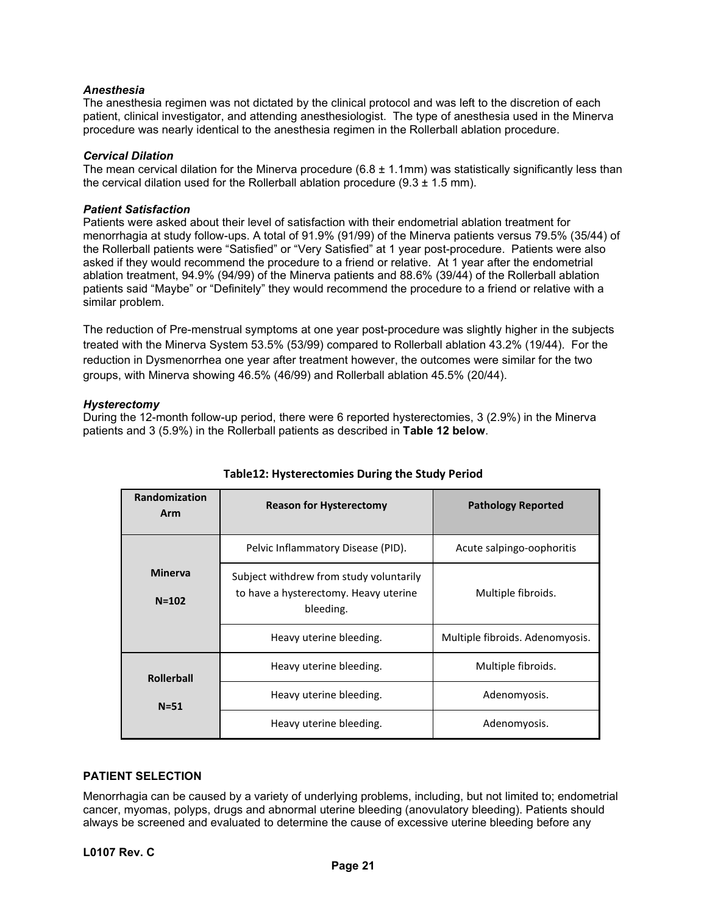### *Anesthesia*

The anesthesia regimen was not dictated by the clinical protocol and was left to the discretion of each patient, clinical investigator, and attending anesthesiologist. The type of anesthesia used in the Minerva procedure was nearly identical to the anesthesia regimen in the Rollerball ablation procedure.

### *Cervical Dilation*

The mean cervical dilation for the Minerva procedure (6.8 ± 1.1mm) was statistically significantly less than the cervical dilation used for the Rollerball ablation procedure (9.3 ± 1.5 mm).

### *Patient Satisfaction*

Patients were asked about their level of satisfaction with their endometrial ablation treatment for menorrhagia at study follow-ups. A total of 91.9% (91/99) of the Minerva patients versus 79.5% (35/44) of the Rollerball patients were "Satisfied" or "Very Satisfied" at 1 year post-procedure. Patients were also asked if they would recommend the procedure to a friend or relative. At 1 year after the endometrial ablation treatment, 94.9% (94/99) of the Minerva patients and 88.6% (39/44) of the Rollerball ablation patients said "Maybe" or "Definitely" they would recommend the procedure to a friend or relative with a similar problem.

The reduction of Pre-menstrual symptoms at one year post-procedure was slightly higher in the subjects treated with the Minerva System 53.5% (53/99) compared to Rollerball ablation 43.2% (19/44). For the reduction in Dysmenorrhea one year after treatment however, the outcomes were similar for the two groups, with Minerva showing 46.5% (46/99) and Rollerball ablation 45.5% (20/44).

### *Hysterectomy*

During the 12-month follow-up period, there were 6 reported hysterectomies, 3 (2.9%) in the Minerva patients and 3 (5.9%) in the Rollerball patients as described in **Table 12 below**.

**Table12: Hysterectomies During the Study Period**

| Randomization Arm | Reason for Hysterectomy | Pathology Reported |
|---|---|---|
| Minerva N=102 | Pelvic Inflammatory Disease (PID). | Acute salpingo-oophoritis |
| | Subject withdrew from study voluntarily to have a hysterectomy. Heavy uterine bleeding. | Multiple fibroids. |
| | Heavy uterine bleeding. | Multiple fibroids. Adenomyosis. |
| Rollerball N=51 | Heavy uterine bleeding. | Multiple fibroids. |
| | Heavy uterine bleeding. | Adenomyosis. |
| | Heavy uterine bleeding. | Adenomyosis. |

## PATIENT SELECTION

Menorrhagia can be caused by a variety of underlying problems, including, but not limited to; endometrial cancer, myomas, polyps, drugs and abnormal uterine bleeding (anovulatory bleeding). Patients should always be screened and evaluated to determine the cause of excessive uterine bleeding before any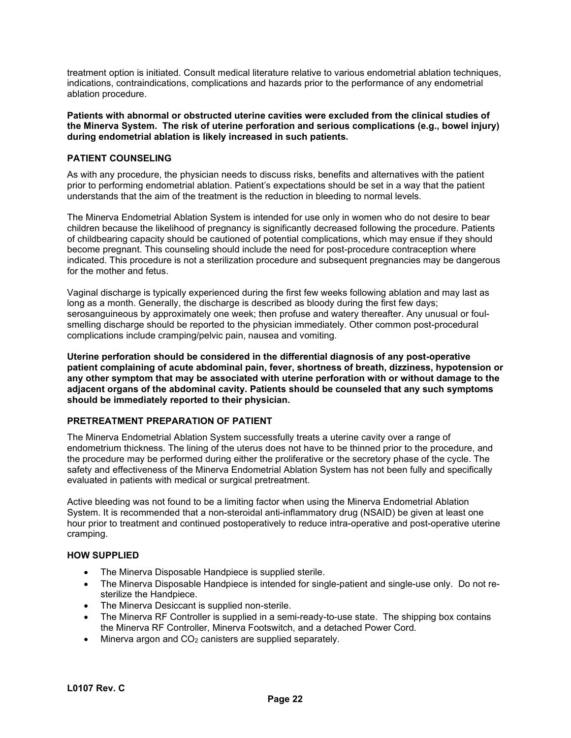treatment option is initiated. Consult medical literature relative to various endometrial ablation techniques, indications, contraindications, complications and hazards prior to the performance of any endometrial ablation procedure.

**Patients with abnormal or obstructed uterine cavities were excluded from the clinical studies of the Minerva System. The risk of uterine perforation and serious complications (e.g., bowel injury) during endometrial ablation is likely increased in such patients.**

### PATIENT COUNSELING

As with any procedure, the physician needs to discuss risks, benefits and alternatives with the patient prior to performing endometrial ablation. Patient's expectations should be set in a way that the patient understands that the aim of the treatment is the reduction in bleeding to normal levels.

The Minerva Endometrial Ablation System is intended for use only in women who do not desire to bear children because the likelihood of pregnancy is significantly decreased following the procedure. Patients of childbearing capacity should be cautioned of potential complications, which may ensue if they should become pregnant. This counseling should include the need for post-procedure contraception where indicated. This procedure is not a sterilization procedure and subsequent pregnancies may be dangerous for the mother and fetus.

Vaginal discharge is typically experienced during the first few weeks following ablation and may last as long as a month. Generally, the discharge is described as bloody during the first few days; serosanguineous by approximately one week; then profuse and watery thereafter. Any unusual or foul-smelling discharge should be reported to the physician immediately. Other common post-procedural complications include cramping/pelvic pain, nausea and vomiting.

**Uterine perforation should be considered in the differential diagnosis of any post-operative patient complaining of acute abdominal pain, fever, shortness of breath, dizziness, hypotension or any other symptom that may be associated with uterine perforation with or without damage to the adjacent organs of the abdominal cavity. Patients should be counseled that any such symptoms should be immediately reported to their physician.**

### PRETREATMENT PREPARATION OF PATIENT

The Minerva Endometrial Ablation System successfully treats a uterine cavity over a range of endometrium thickness. The lining of the uterus does not have to be thinned prior to the procedure, and the procedure may be performed during either the proliferative or the secretory phase of the cycle. The safety and effectiveness of the Minerva Endometrial Ablation System has not been fully and specifically evaluated in patients with medical or surgical pretreatment.

Active bleeding was not found to be a limiting factor when using the Minerva Endometrial Ablation System. It is recommended that a non-steroidal anti-inflammatory drug (NSAID) be given at least one hour prior to treatment and continued postoperatively to reduce intra-operative and post-operative uterine cramping.

### HOW SUPPLIED

- The Minerva Disposable Handpiece is supplied sterile.
- The Minerva Disposable Handpiece is intended for single-patient and single-use only. Do not re-sterilize the Handpiece.
- The Minerva Desiccant is supplied non-sterile.
- The Minerva RF Controller is supplied in a semi-ready-to-use state. The shipping box contains the Minerva RF Controller, Minerva Footswitch, and a detached Power Cord.
- Minerva argon and $CO_2$ canisters are supplied separately.

L0107 Rev. C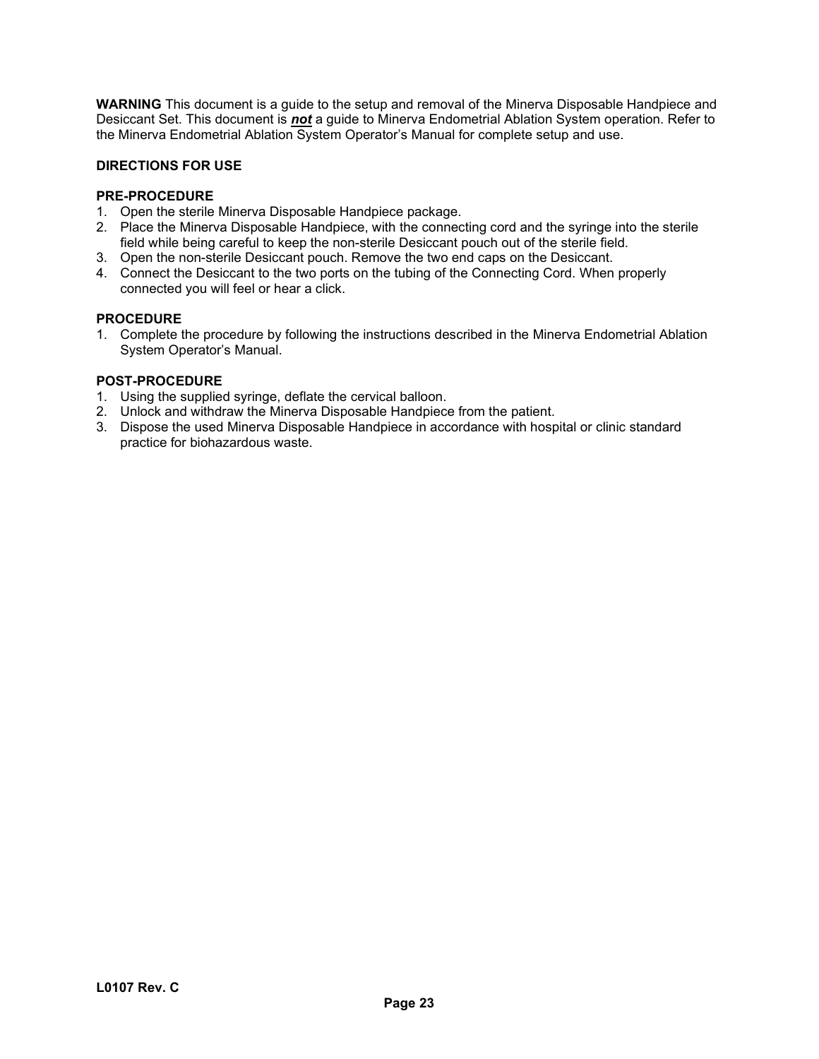**WARNING** This document is a guide to the setup and removal of the Minerva Disposable Handpiece and Desiccant Set. This document is ***not*** a guide to Minerva Endometrial Ablation System operation. Refer to the Minerva Endometrial Ablation System Operator's Manual for complete setup and use.

**DIRECTIONS FOR USE**

**PRE-PROCEDURE**

1. Open the sterile Minerva Disposable Handpiece package.
2. Place the Minerva Disposable Handpiece, with the connecting cord and the syringe into the sterile field while being careful to keep the non-sterile Desiccant pouch out of the sterile field.
3. Open the non-sterile Desiccant pouch. Remove the two end caps on the Desiccant.
4. Connect the Desiccant to the two ports on the tubing of the Connecting Cord. When properly connected you will feel or hear a click.

**PROCEDURE**

1. Complete the procedure by following the instructions described in the Minerva Endometrial Ablation System Operator's Manual.

**POST-PROCEDURE**

1. Using the supplied syringe, deflate the cervical balloon.
2. Unlock and withdraw the Minerva Disposable Handpiece from the patient.
3. Dispose the used Minerva Disposable Handpiece in accordance with hospital or clinic standard practice for biohazardous waste.

**L0107 Rev. C**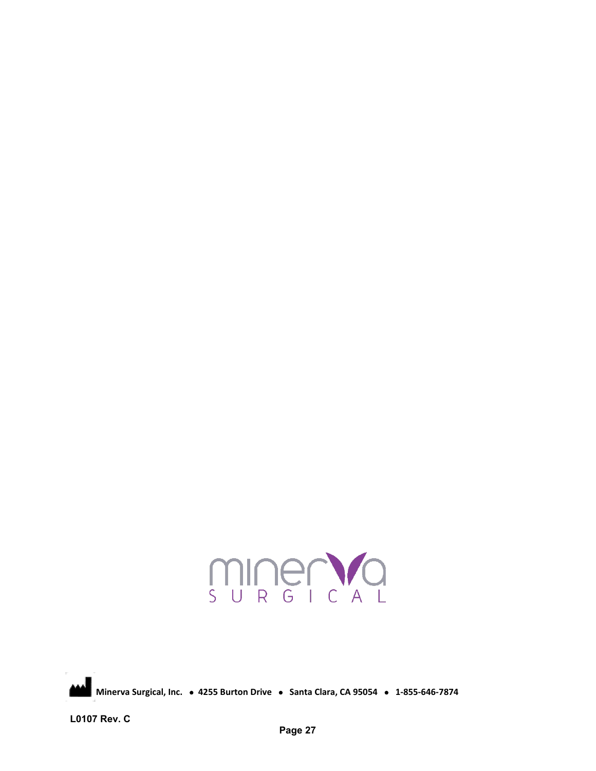minerva
SURGICAL

Minerva Surgical, Inc. • 4255 Burton Drive • Santa Clara, CA 95054 • 1-855-646-7874

L0107 Rev. C